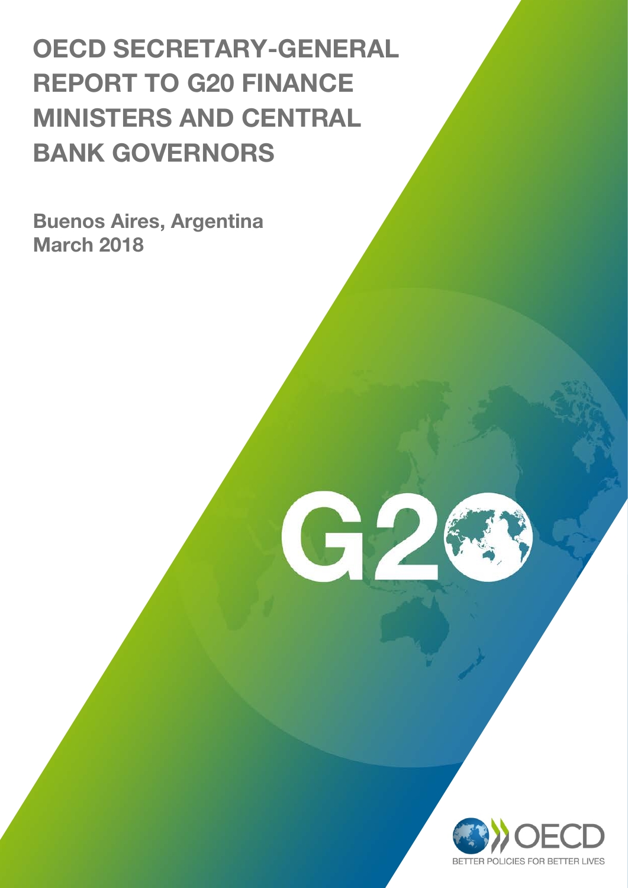# OECD SECRETARY-GENERAL REPORT TO G20 FINANCE MINISTERS AND CENTRAL BANK GOVERNORS

**Buenos Aires, Argentina**
**March 2018**

G20

OECD

BETTER POLICIES FOR BETTER LIVES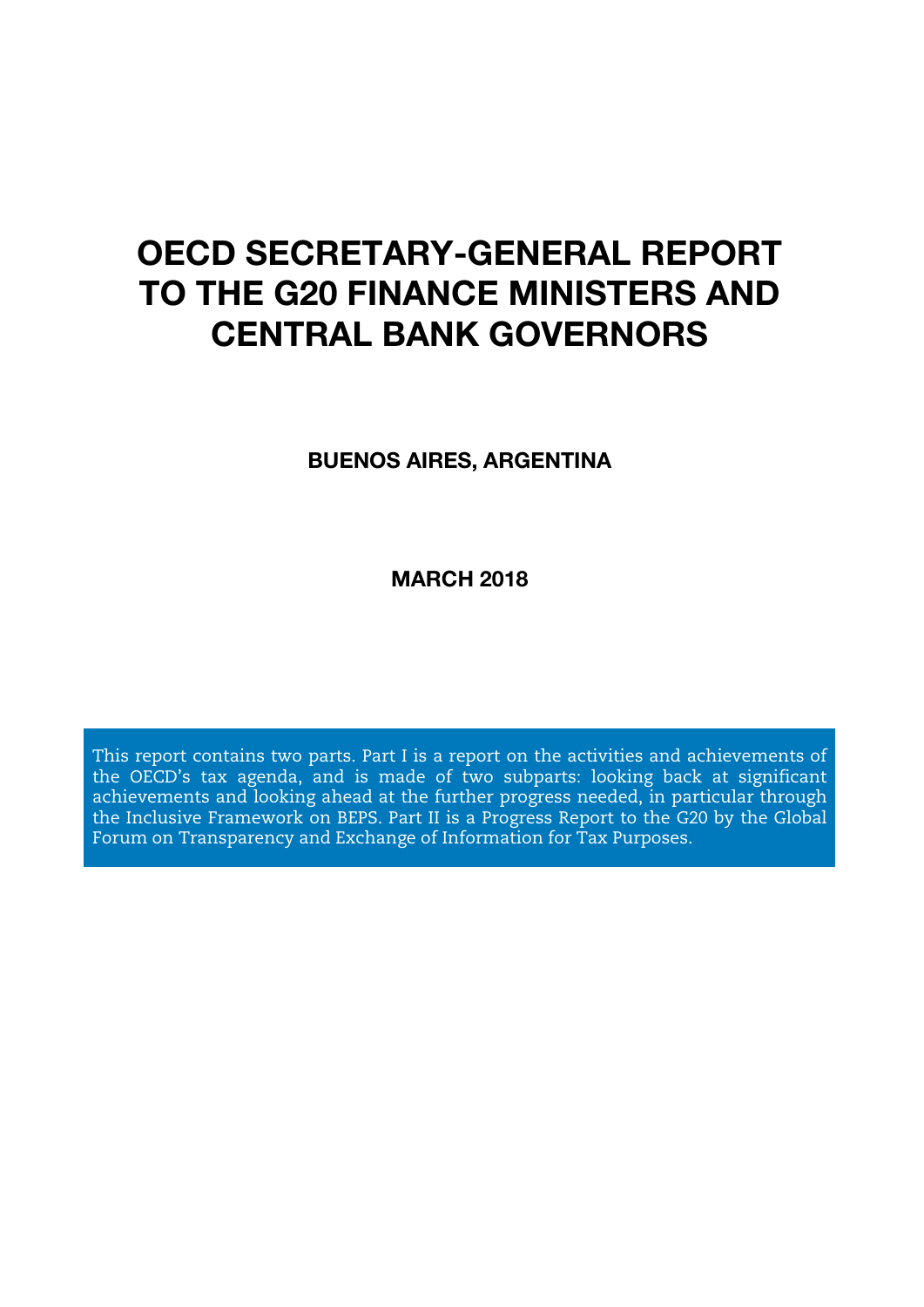# OECD SECRETARY-GENERAL REPORT TO THE G20 FINANCE MINISTERS AND CENTRAL BANK GOVERNORS

**BUENOS AIRES, ARGENTINA**

**MARCH 2018**

This report contains two parts. Part I is a report on the activities and achievements of the OECD's tax agenda, and is made of two subparts: looking back at significant achievements and looking ahead at the further progress needed, in particular through the Inclusive Framework on BEPS. Part II is a Progress Report to the G20 by the Global Forum on Transparency and Exchange of Information for Tax Purposes.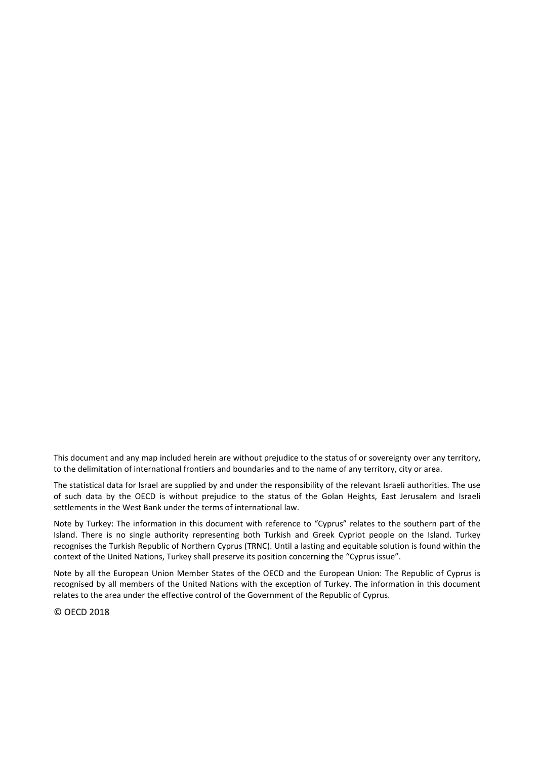This document and any map included herein are without prejudice to the status of or sovereignty over any territory, to the delimitation of international frontiers and boundaries and to the name of any territory, city or area.

The statistical data for Israel are supplied by and under the responsibility of the relevant Israeli authorities. The use of such data by the OECD is without prejudice to the status of the Golan Heights, East Jerusalem and Israeli settlements in the West Bank under the terms of international law.

Note by Turkey: The information in this document with reference to "Cyprus" relates to the southern part of the Island. There is no single authority representing both Turkish and Greek Cypriot people on the Island. Turkey recognises the Turkish Republic of Northern Cyprus (TRNC). Until a lasting and equitable solution is found within the context of the United Nations, Turkey shall preserve its position concerning the "Cyprus issue".

Note by all the European Union Member States of the OECD and the European Union: The Republic of Cyprus is recognised by all members of the United Nations with the exception of Turkey. The information in this document relates to the area under the effective control of the Government of the Republic of Cyprus.

© OECD 2018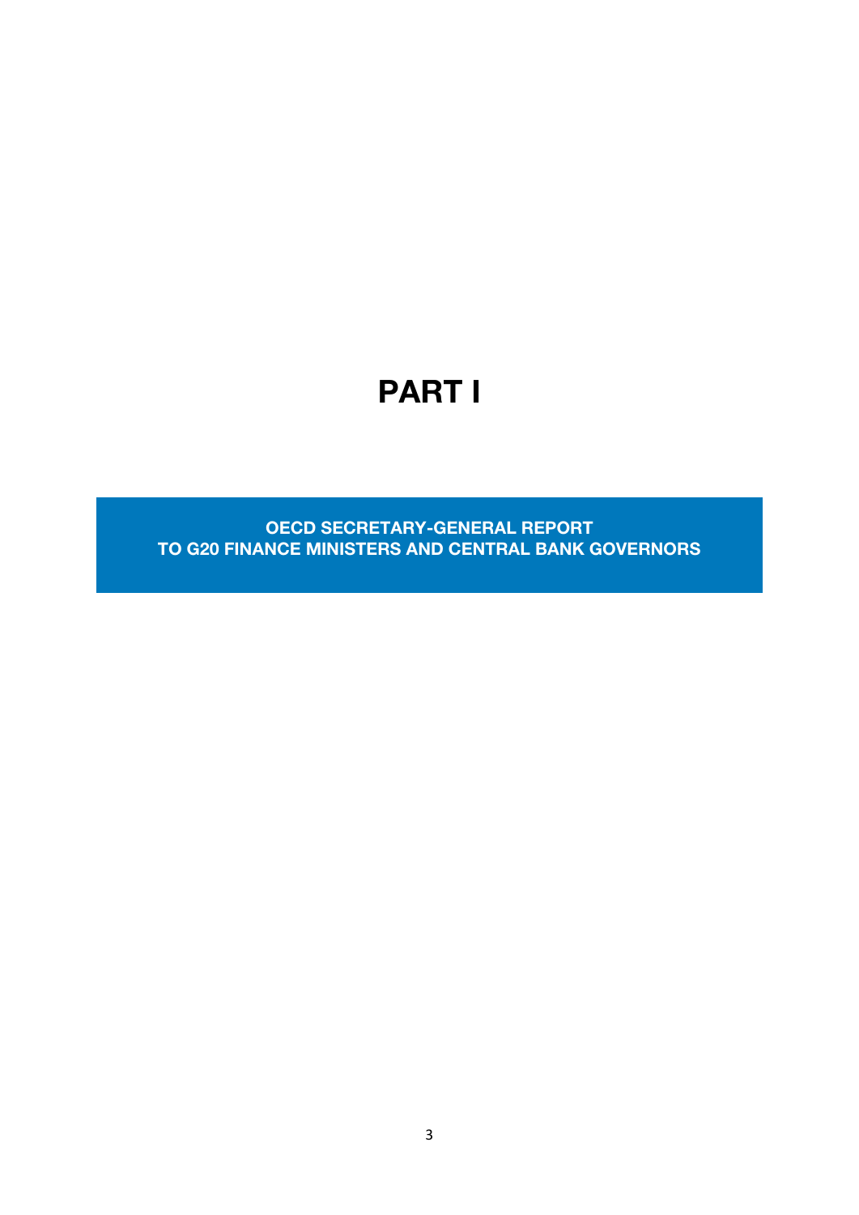# PART I

**OECD SECRETARY-GENERAL REPORT TO G20 FINANCE MINISTERS AND CENTRAL BANK GOVERNORS**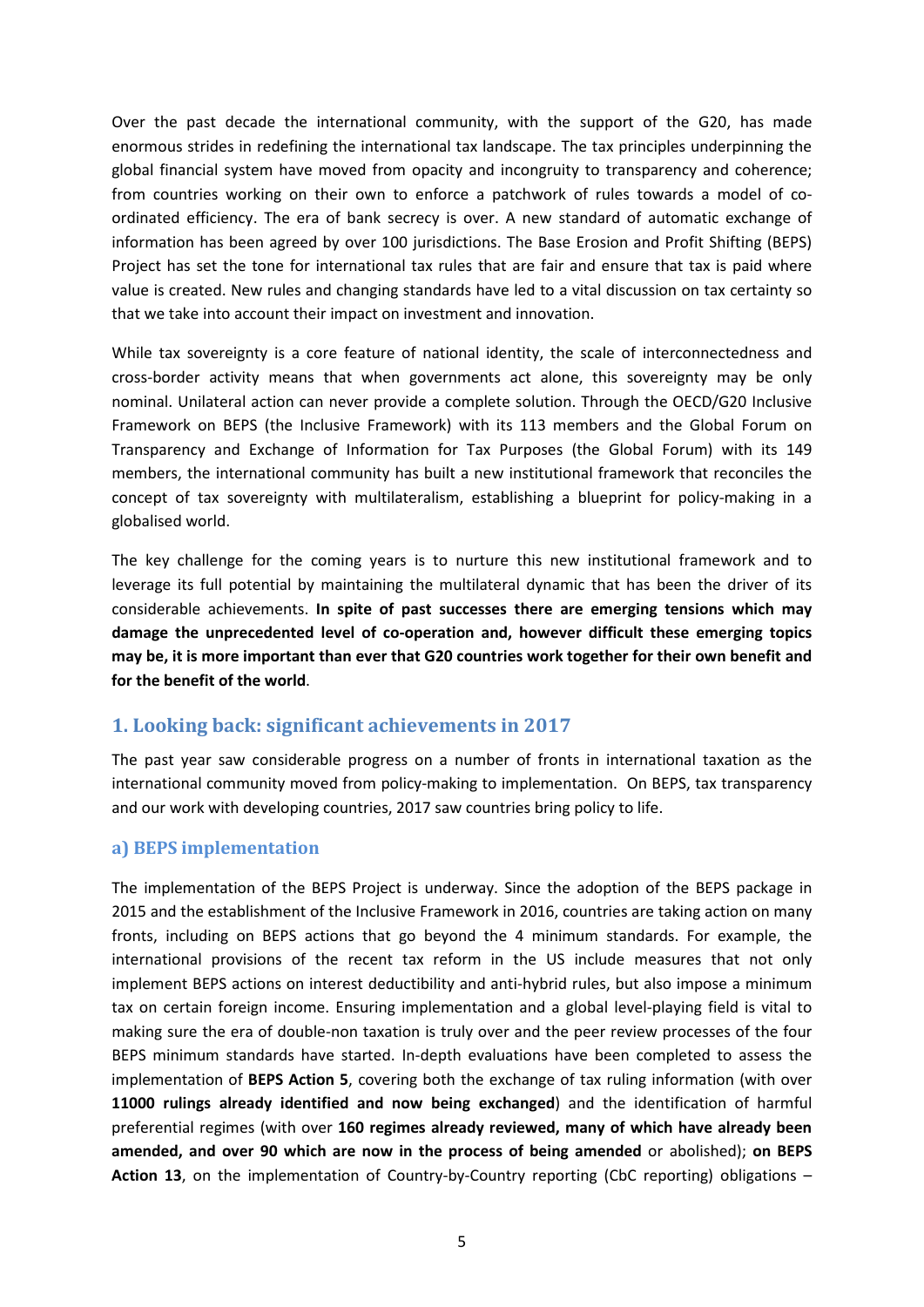Over the past decade the international community, with the support of the G20, has made enormous strides in redefining the international tax landscape. The tax principles underpinning the global financial system have moved from opacity and incongruity to transparency and coherence; from countries working on their own to enforce a patchwork of rules towards a model of co-ordinated efficiency. The era of bank secrecy is over. A new standard of automatic exchange of information has been agreed by over 100 jurisdictions. The Base Erosion and Profit Shifting (BEPS) Project has set the tone for international tax rules that are fair and ensure that tax is paid where value is created. New rules and changing standards have led to a vital discussion on tax certainty so that we take into account their impact on investment and innovation.

While tax sovereignty is a core feature of national identity, the scale of interconnectedness and cross-border activity means that when governments act alone, this sovereignty may be only nominal. Unilateral action can never provide a complete solution. Through the OECD/G20 Inclusive Framework on BEPS (the Inclusive Framework) with its 113 members and the Global Forum on Transparency and Exchange of Information for Tax Purposes (the Global Forum) with its 149 members, the international community has built a new institutional framework that reconciles the concept of tax sovereignty with multilateralism, establishing a blueprint for policy-making in a globalised world.

The key challenge for the coming years is to nurture this new institutional framework and to leverage its full potential by maintaining the multilateral dynamic that has been the driver of its considerable achievements. **In spite of past successes there are emerging tensions which may damage the unprecedented level of co-operation and, however difficult these emerging topics may be, it is more important than ever that G20 countries work together for their own benefit and for the benefit of the world**.

## 1. Looking back: significant achievements in 2017

The past year saw considerable progress on a number of fronts in international taxation as the international community moved from policy-making to implementation. On BEPS, tax transparency and our work with developing countries, 2017 saw countries bring policy to life.

### a) BEPS implementation

The implementation of the BEPS Project is underway. Since the adoption of the BEPS package in 2015 and the establishment of the Inclusive Framework in 2016, countries are taking action on many fronts, including on BEPS actions that go beyond the 4 minimum standards. For example, the international provisions of the recent tax reform in the US include measures that not only implement BEPS actions on interest deductibility and anti-hybrid rules, but also impose a minimum tax on certain foreign income. Ensuring implementation and a global level-playing field is vital to making sure the era of double-non taxation is truly over and the peer review processes of the four BEPS minimum standards have started. In-depth evaluations have been completed to assess the implementation of **BEPS Action 5**, covering both the exchange of tax ruling information (with over **11000 rulings already identified and now being exchanged**) and the identification of harmful preferential regimes (with over **160 regimes already reviewed, many of which have already been amended, and over 90 which are now in the process of being amended** or abolished); **on BEPS Action 13**, on the implementation of Country-by-Country reporting (CbC reporting) obligations –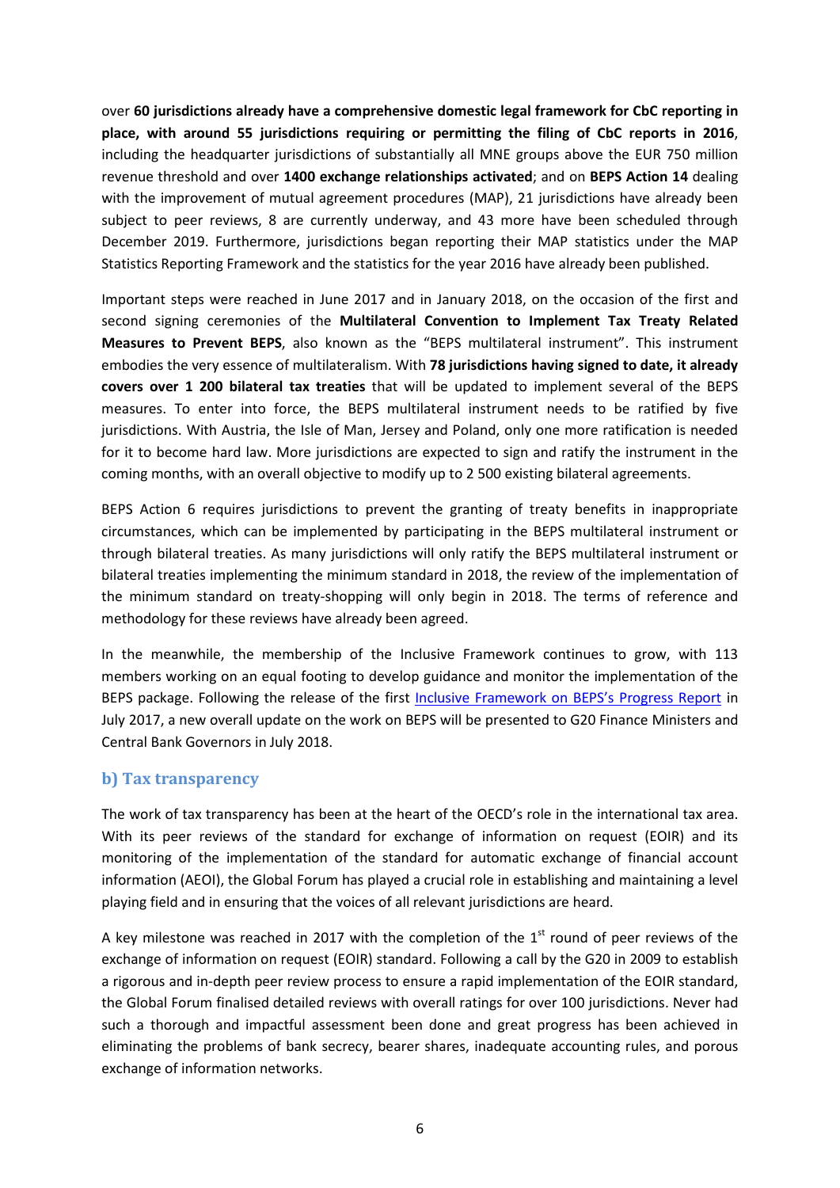over **60 jurisdictions already have a comprehensive domestic legal framework for CbC reporting in place, with around 55 jurisdictions requiring or permitting the filing of CbC reports in 2016**, including the headquarter jurisdictions of substantially all MNE groups above the EUR 750 million revenue threshold and over **1400 exchange relationships activated**; and on **BEPS Action 14** dealing with the improvement of mutual agreement procedures (MAP), 21 jurisdictions have already been subject to peer reviews, 8 are currently underway, and 43 more have been scheduled through December 2019. Furthermore, jurisdictions began reporting their MAP statistics under the MAP Statistics Reporting Framework and the statistics for the year 2016 have already been published.

Important steps were reached in June 2017 and in January 2018, on the occasion of the first and second signing ceremonies of the **Multilateral Convention to Implement Tax Treaty Related Measures to Prevent BEPS**, also known as the "BEPS multilateral instrument". This instrument embodies the very essence of multilateralism. With **78 jurisdictions having signed to date, it already covers over 1 200 bilateral tax treaties** that will be updated to implement several of the BEPS measures. To enter into force, the BEPS multilateral instrument needs to be ratified by five jurisdictions. With Austria, the Isle of Man, Jersey and Poland, only one more ratification is needed for it to become hard law. More jurisdictions are expected to sign and ratify the instrument in the coming months, with an overall objective to modify up to 2 500 existing bilateral agreements.

BEPS Action 6 requires jurisdictions to prevent the granting of treaty benefits in inappropriate circumstances, which can be implemented by participating in the BEPS multilateral instrument or through bilateral treaties. As many jurisdictions will only ratify the BEPS multilateral instrument or bilateral treaties implementing the minimum standard in 2018, the review of the implementation of the minimum standard on treaty-shopping will only begin in 2018. The terms of reference and methodology for these reviews have already been agreed.

In the meanwhile, the membership of the Inclusive Framework continues to grow, with 113 members working on an equal footing to develop guidance and monitor the implementation of the BEPS package. Following the release of the first Inclusive Framework on BEPS's Progress Report in July 2017, a new overall update on the work on BEPS will be presented to G20 Finance Ministers and Central Bank Governors in July 2018.

### b) Tax transparency

The work of tax transparency has been at the heart of the OECD's role in the international tax area. With its peer reviews of the standard for exchange of information on request (EOIR) and its monitoring of the implementation of the standard for automatic exchange of financial account information (AEOI), the Global Forum has played a crucial role in establishing and maintaining a level playing field and in ensuring that the voices of all relevant jurisdictions are heard.

A key milestone was reached in 2017 with the completion of the 1st round of peer reviews of the exchange of information on request (EOIR) standard. Following a call by the G20 in 2009 to establish a rigorous and in-depth peer review process to ensure a rapid implementation of the EOIR standard, the Global Forum finalised detailed reviews with overall ratings for over 100 jurisdictions. Never had such a thorough and impactful assessment been done and great progress has been achieved in eliminating the problems of bank secrecy, bearer shares, inadequate accounting rules, and porous exchange of information networks.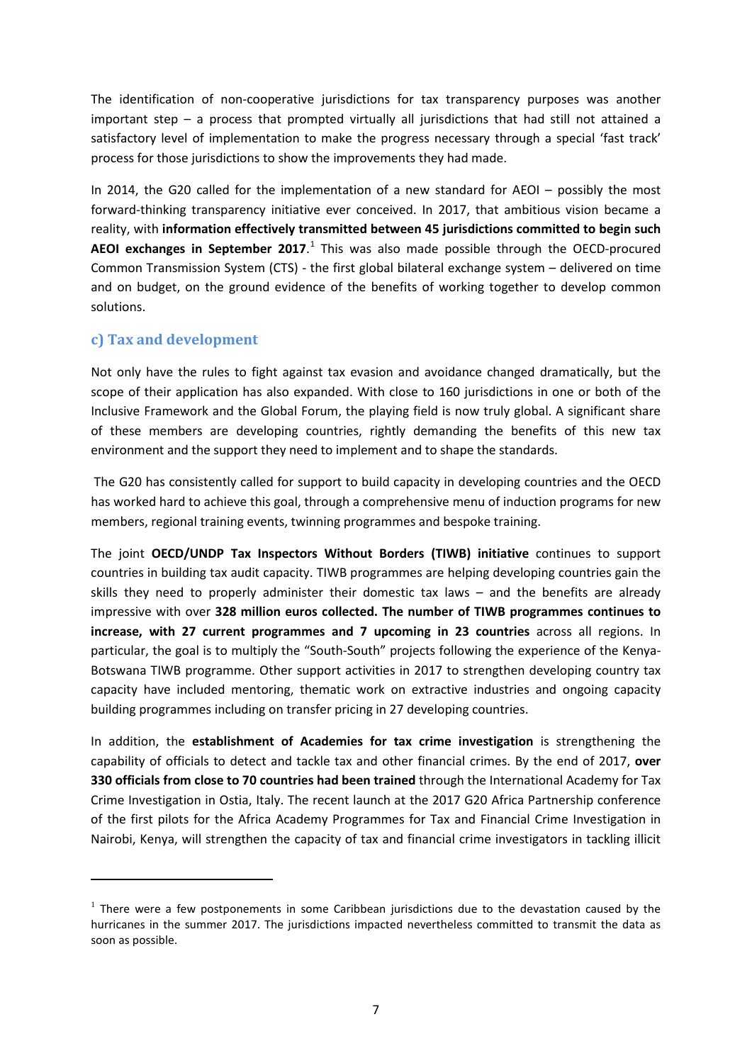The identification of non-cooperative jurisdictions for tax transparency purposes was another important step – a process that prompted virtually all jurisdictions that had still not attained a satisfactory level of implementation to make the progress necessary through a special 'fast track' process for those jurisdictions to show the improvements they had made.

In 2014, the G20 called for the implementation of a new standard for AEOI – possibly the most forward-thinking transparency initiative ever conceived. In 2017, that ambitious vision became a reality, with **information effectively transmitted between 45 jurisdictions committed to begin such AEOI exchanges in September 2017**.[1] This was also made possible through the OECD-procured Common Transmission System (CTS) - the first global bilateral exchange system – delivered on time and on budget, on the ground evidence of the benefits of working together to develop common solutions.

### c) Tax and development

Not only have the rules to fight against tax evasion and avoidance changed dramatically, but the scope of their application has also expanded. With close to 160 jurisdictions in one or both of the Inclusive Framework and the Global Forum, the playing field is now truly global. A significant share of these members are developing countries, rightly demanding the benefits of this new tax environment and the support they need to implement and to shape the standards.

The G20 has consistently called for support to build capacity in developing countries and the OECD has worked hard to achieve this goal, through a comprehensive menu of induction programs for new members, regional training events, twinning programmes and bespoke training.

The joint **OECD/UNDP Tax Inspectors Without Borders (TIWB) initiative** continues to support countries in building tax audit capacity. TIWB programmes are helping developing countries gain the skills they need to properly administer their domestic tax laws – and the benefits are already impressive with over **328 million euros collected. The number of TIWB programmes continues to increase, with 27 current programmes and 7 upcoming in 23 countries** across all regions. In particular, the goal is to multiply the "South-South" projects following the experience of the Kenya-Botswana TIWB programme. Other support activities in 2017 to strengthen developing country tax capacity have included mentoring, thematic work on extractive industries and ongoing capacity building programmes including on transfer pricing in 27 developing countries.

In addition, the **establishment of Academies for tax crime investigation** is strengthening the capability of officials to detect and tackle tax and other financial crimes. By the end of 2017, **over 330 officials from close to 70 countries had been trained** through the International Academy for Tax Crime Investigation in Ostia, Italy. The recent launch at the 2017 G20 Africa Partnership conference of the first pilots for the Africa Academy Programmes for Tax and Financial Crime Investigation in Nairobi, Kenya, will strengthen the capacity of tax and financial crime investigators in tackling illicit

---

[1] There were a few postponements in some Caribbean jurisdictions due to the devastation caused by the hurricanes in the summer 2017. The jurisdictions impacted nevertheless committed to transmit the data as soon as possible.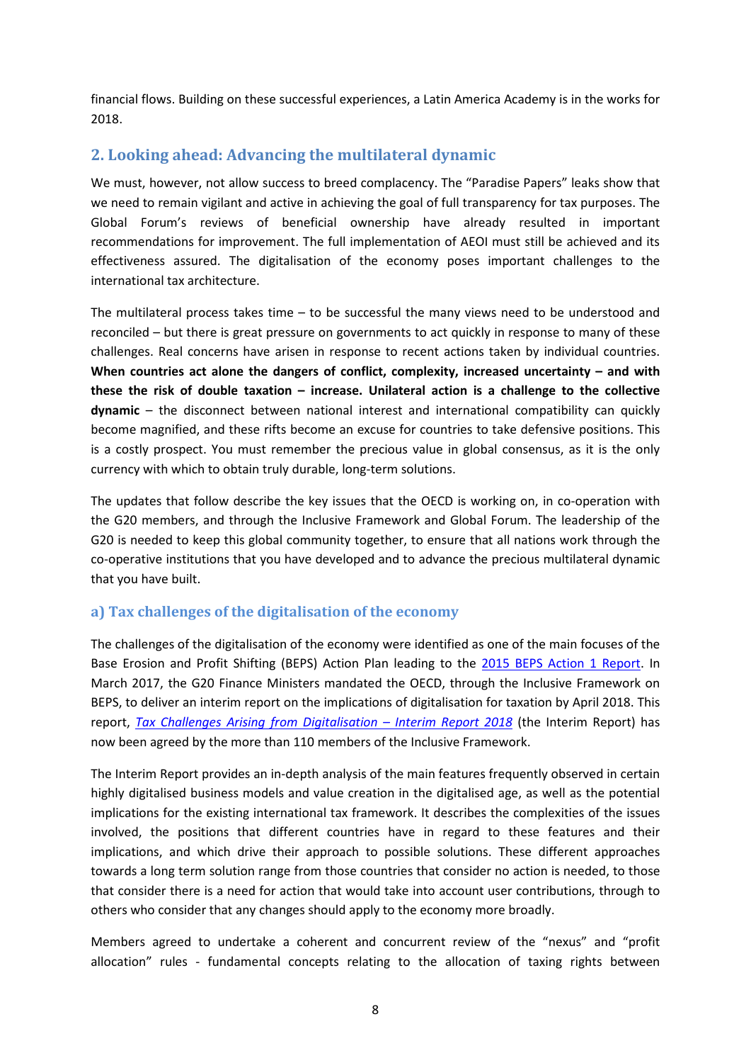financial flows. Building on these successful experiences, a Latin America Academy is in the works for 2018.

## 2. Looking ahead: Advancing the multilateral dynamic

We must, however, not allow success to breed complacency. The "Paradise Papers" leaks show that we need to remain vigilant and active in achieving the goal of full transparency for tax purposes. The Global Forum's reviews of beneficial ownership have already resulted in important recommendations for improvement. The full implementation of AEOI must still be achieved and its effectiveness assured. The digitalisation of the economy poses important challenges to the international tax architecture.

The multilateral process takes time – to be successful the many views need to be understood and reconciled – but there is great pressure on governments to act quickly in response to many of these challenges. Real concerns have arisen in response to recent actions taken by individual countries. **When countries act alone the dangers of conflict, complexity, increased uncertainty – and with these the risk of double taxation – increase. Unilateral action is a challenge to the collective dynamic** – the disconnect between national interest and international compatibility can quickly become magnified, and these rifts become an excuse for countries to take defensive positions. This is a costly prospect. You must remember the precious value in global consensus, as it is the only currency with which to obtain truly durable, long-term solutions.

The updates that follow describe the key issues that the OECD is working on, in co-operation with the G20 members, and through the Inclusive Framework and Global Forum. The leadership of the G20 is needed to keep this global community together, to ensure that all nations work through the co-operative institutions that you have developed and to advance the precious multilateral dynamic that you have built.

### a) Tax challenges of the digitalisation of the economy

The challenges of the digitalisation of the economy were identified as one of the main focuses of the Base Erosion and Profit Shifting (BEPS) Action Plan leading to the 2015 BEPS Action 1 Report. In March 2017, the G20 Finance Ministers mandated the OECD, through the Inclusive Framework on BEPS, to deliver an interim report on the implications of digitalisation for taxation by April 2018. This report, *Tax Challenges Arising from Digitalisation – Interim Report 2018* (the Interim Report) has now been agreed by the more than 110 members of the Inclusive Framework.

The Interim Report provides an in-depth analysis of the main features frequently observed in certain highly digitalised business models and value creation in the digitalised age, as well as the potential implications for the existing international tax framework. It describes the complexities of the issues involved, the positions that different countries have in regard to these features and their implications, and which drive their approach to possible solutions. These different approaches towards a long term solution range from those countries that consider no action is needed, to those that consider there is a need for action that would take into account user contributions, through to others who consider that any changes should apply to the economy more broadly.

Members agreed to undertake a coherent and concurrent review of the "nexus" and "profit allocation" rules - fundamental concepts relating to the allocation of taxing rights between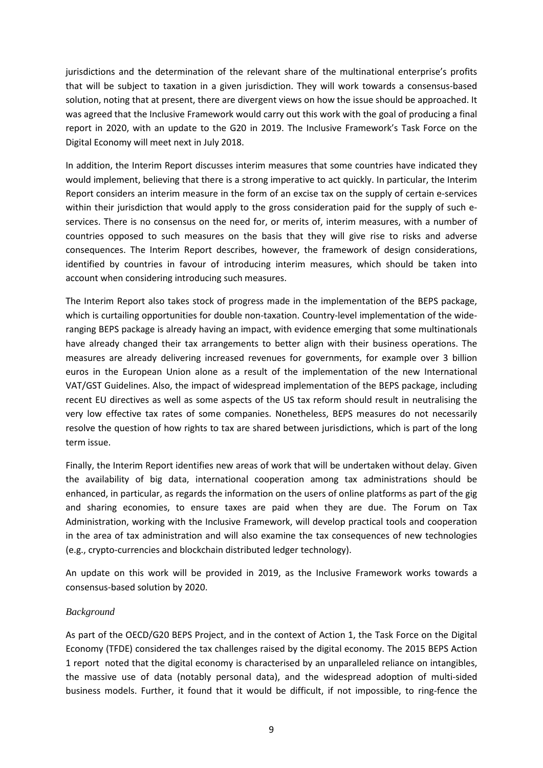jurisdictions and the determination of the relevant share of the multinational enterprise's profits that will be subject to taxation in a given jurisdiction. They will work towards a consensus-based solution, noting that at present, there are divergent views on how the issue should be approached. It was agreed that the Inclusive Framework would carry out this work with the goal of producing a final report in 2020, with an update to the G20 in 2019. The Inclusive Framework's Task Force on the Digital Economy will meet next in July 2018.

In addition, the Interim Report discusses interim measures that some countries have indicated they would implement, believing that there is a strong imperative to act quickly. In particular, the Interim Report considers an interim measure in the form of an excise tax on the supply of certain e-services within their jurisdiction that would apply to the gross consideration paid for the supply of such e-services. There is no consensus on the need for, or merits of, interim measures, with a number of countries opposed to such measures on the basis that they will give rise to risks and adverse consequences. The Interim Report describes, however, the framework of design considerations, identified by countries in favour of introducing interim measures, which should be taken into account when considering introducing such measures.

The Interim Report also takes stock of progress made in the implementation of the BEPS package, which is curtailing opportunities for double non-taxation. Country-level implementation of the wide-ranging BEPS package is already having an impact, with evidence emerging that some multinationals have already changed their tax arrangements to better align with their business operations. The measures are already delivering increased revenues for governments, for example over 3 billion euros in the European Union alone as a result of the implementation of the new International VAT/GST Guidelines. Also, the impact of widespread implementation of the BEPS package, including recent EU directives as well as some aspects of the US tax reform should result in neutralising the very low effective tax rates of some companies. Nonetheless, BEPS measures do not necessarily resolve the question of how rights to tax are shared between jurisdictions, which is part of the long term issue.

Finally, the Interim Report identifies new areas of work that will be undertaken without delay. Given the availability of big data, international cooperation among tax administrations should be enhanced, in particular, as regards the information on the users of online platforms as part of the gig and sharing economies, to ensure taxes are paid when they are due. The Forum on Tax Administration, working with the Inclusive Framework, will develop practical tools and cooperation in the area of tax administration and will also examine the tax consequences of new technologies (e.g., crypto-currencies and blockchain distributed ledger technology).

An update on this work will be provided in 2019, as the Inclusive Framework works towards a consensus-based solution by 2020.

*Background*

As part of the OECD/G20 BEPS Project, and in the context of Action 1, the Task Force on the Digital Economy (TFDE) considered the tax challenges raised by the digital economy. The 2015 BEPS Action 1 report noted that the digital economy is characterised by an unparalleled reliance on intangibles, the massive use of data (notably personal data), and the widespread adoption of multi-sided business models. Further, it found that it would be difficult, if not impossible, to ring-fence the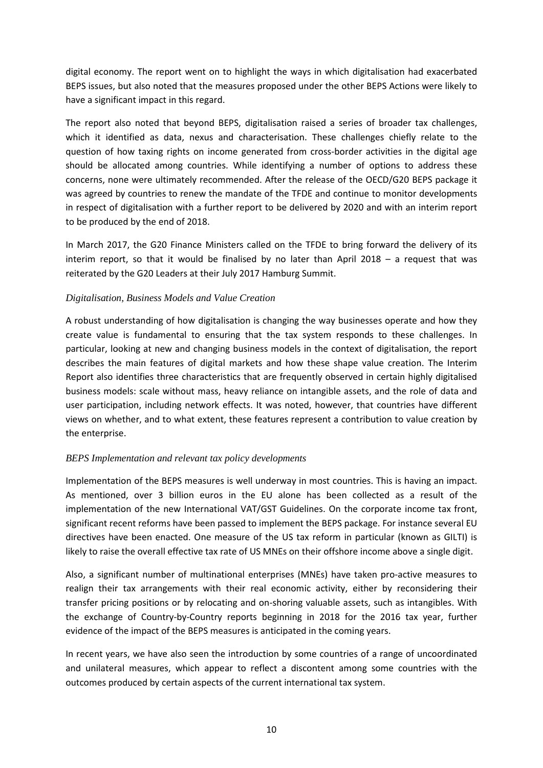digital economy. The report went on to highlight the ways in which digitalisation had exacerbated BEPS issues, but also noted that the measures proposed under the other BEPS Actions were likely to have a significant impact in this regard.

The report also noted that beyond BEPS, digitalisation raised a series of broader tax challenges, which it identified as data, nexus and characterisation. These challenges chiefly relate to the question of how taxing rights on income generated from cross-border activities in the digital age should be allocated among countries. While identifying a number of options to address these concerns, none were ultimately recommended. After the release of the OECD/G20 BEPS package it was agreed by countries to renew the mandate of the TFDE and continue to monitor developments in respect of digitalisation with a further report to be delivered by 2020 and with an interim report to be produced by the end of 2018.

In March 2017, the G20 Finance Ministers called on the TFDE to bring forward the delivery of its interim report, so that it would be finalised by no later than April 2018 – a request that was reiterated by the G20 Leaders at their July 2017 Hamburg Summit.

### *Digitalisation, Business Models and Value Creation*

A robust understanding of how digitalisation is changing the way businesses operate and how they create value is fundamental to ensuring that the tax system responds to these challenges. In particular, looking at new and changing business models in the context of digitalisation, the report describes the main features of digital markets and how these shape value creation. The Interim Report also identifies three characteristics that are frequently observed in certain highly digitalised business models: scale without mass, heavy reliance on intangible assets, and the role of data and user participation, including network effects. It was noted, however, that countries have different views on whether, and to what extent, these features represent a contribution to value creation by the enterprise.

### *BEPS Implementation and relevant tax policy developments*

Implementation of the BEPS measures is well underway in most countries. This is having an impact. As mentioned, over 3 billion euros in the EU alone has been collected as a result of the implementation of the new International VAT/GST Guidelines. On the corporate income tax front, significant recent reforms have been passed to implement the BEPS package. For instance several EU directives have been enacted. One measure of the US tax reform in particular (known as GILTI) is likely to raise the overall effective tax rate of US MNEs on their offshore income above a single digit.

Also, a significant number of multinational enterprises (MNEs) have taken pro-active measures to realign their tax arrangements with their real economic activity, either by reconsidering their transfer pricing positions or by relocating and on-shoring valuable assets, such as intangibles. With the exchange of Country-by-Country reports beginning in 2018 for the 2016 tax year, further evidence of the impact of the BEPS measures is anticipated in the coming years.

In recent years, we have also seen the introduction by some countries of a range of uncoordinated and unilateral measures, which appear to reflect a discontent among some countries with the outcomes produced by certain aspects of the current international tax system.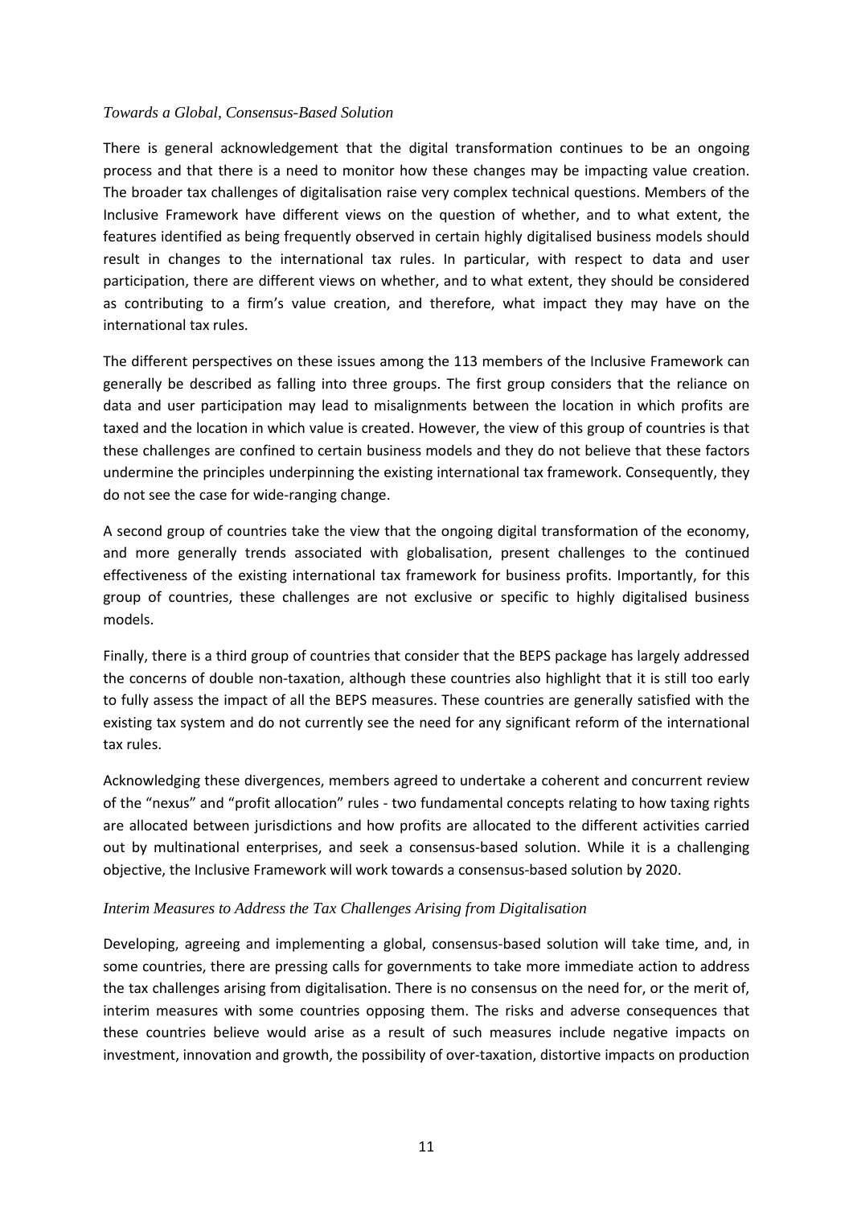*Towards a Global, Consensus-Based Solution*

There is general acknowledgement that the digital transformation continues to be an ongoing process and that there is a need to monitor how these changes may be impacting value creation. The broader tax challenges of digitalisation raise very complex technical questions. Members of the Inclusive Framework have different views on the question of whether, and to what extent, the features identified as being frequently observed in certain highly digitalised business models should result in changes to the international tax rules. In particular, with respect to data and user participation, there are different views on whether, and to what extent, they should be considered as contributing to a firm's value creation, and therefore, what impact they may have on the international tax rules.

The different perspectives on these issues among the 113 members of the Inclusive Framework can generally be described as falling into three groups. The first group considers that the reliance on data and user participation may lead to misalignments between the location in which profits are taxed and the location in which value is created. However, the view of this group of countries is that these challenges are confined to certain business models and they do not believe that these factors undermine the principles underpinning the existing international tax framework. Consequently, they do not see the case for wide-ranging change.

A second group of countries take the view that the ongoing digital transformation of the economy, and more generally trends associated with globalisation, present challenges to the continued effectiveness of the existing international tax framework for business profits. Importantly, for this group of countries, these challenges are not exclusive or specific to highly digitalised business models.

Finally, there is a third group of countries that consider that the BEPS package has largely addressed the concerns of double non-taxation, although these countries also highlight that it is still too early to fully assess the impact of all the BEPS measures. These countries are generally satisfied with the existing tax system and do not currently see the need for any significant reform of the international tax rules.

Acknowledging these divergences, members agreed to undertake a coherent and concurrent review of the "nexus" and "profit allocation" rules - two fundamental concepts relating to how taxing rights are allocated between jurisdictions and how profits are allocated to the different activities carried out by multinational enterprises, and seek a consensus-based solution. While it is a challenging objective, the Inclusive Framework will work towards a consensus-based solution by 2020.

*Interim Measures to Address the Tax Challenges Arising from Digitalisation*

Developing, agreeing and implementing a global, consensus-based solution will take time, and, in some countries, there are pressing calls for governments to take more immediate action to address the tax challenges arising from digitalisation. There is no consensus on the need for, or the merit of, interim measures with some countries opposing them. The risks and adverse consequences that these countries believe would arise as a result of such measures include negative impacts on investment, innovation and growth, the possibility of over-taxation, distortive impacts on production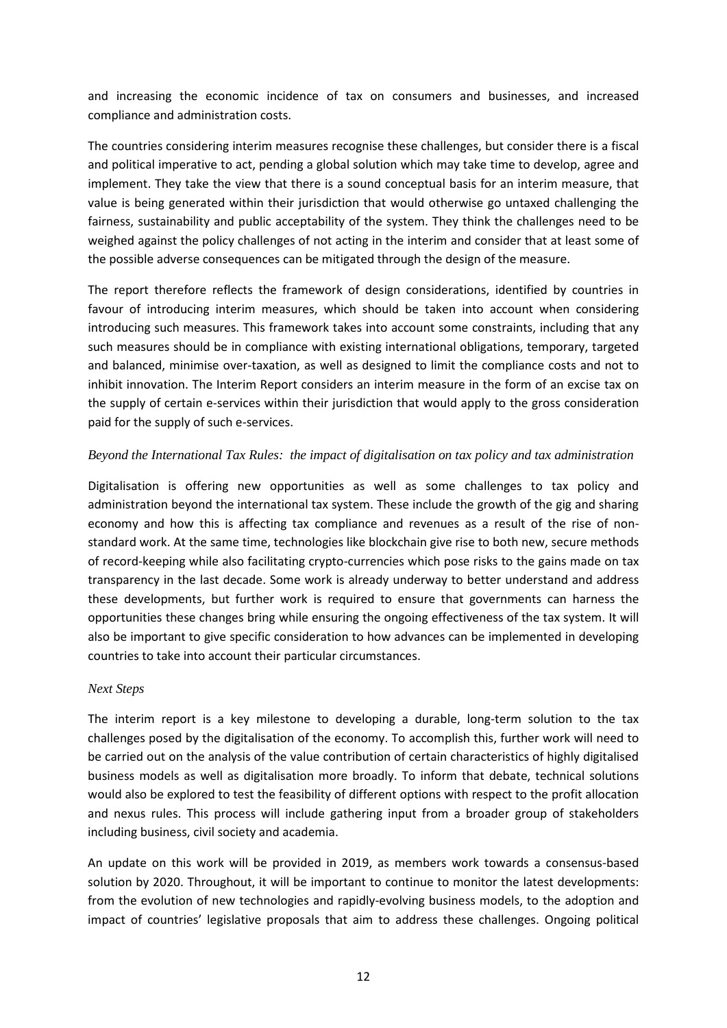and increasing the economic incidence of tax on consumers and businesses, and increased compliance and administration costs.

The countries considering interim measures recognise these challenges, but consider there is a fiscal and political imperative to act, pending a global solution which may take time to develop, agree and implement. They take the view that there is a sound conceptual basis for an interim measure, that value is being generated within their jurisdiction that would otherwise go untaxed challenging the fairness, sustainability and public acceptability of the system. They think the challenges need to be weighed against the policy challenges of not acting in the interim and consider that at least some of the possible adverse consequences can be mitigated through the design of the measure.

The report therefore reflects the framework of design considerations, identified by countries in favour of introducing interim measures, which should be taken into account when considering introducing such measures. This framework takes into account some constraints, including that any such measures should be in compliance with existing international obligations, temporary, targeted and balanced, minimise over-taxation, as well as designed to limit the compliance costs and not to inhibit innovation. The Interim Report considers an interim measure in the form of an excise tax on the supply of certain e-services within their jurisdiction that would apply to the gross consideration paid for the supply of such e-services.

*Beyond the International Tax Rules: the impact of digitalisation on tax policy and tax administration*

Digitalisation is offering new opportunities as well as some challenges to tax policy and administration beyond the international tax system. These include the growth of the gig and sharing economy and how this is affecting tax compliance and revenues as a result of the rise of non-standard work. At the same time, technologies like blockchain give rise to both new, secure methods of record-keeping while also facilitating crypto-currencies which pose risks to the gains made on tax transparency in the last decade. Some work is already underway to better understand and address these developments, but further work is required to ensure that governments can harness the opportunities these changes bring while ensuring the ongoing effectiveness of the tax system. It will also be important to give specific consideration to how advances can be implemented in developing countries to take into account their particular circumstances.

*Next Steps*

The interim report is a key milestone to developing a durable, long-term solution to the tax challenges posed by the digitalisation of the economy. To accomplish this, further work will need to be carried out on the analysis of the value contribution of certain characteristics of highly digitalised business models as well as digitalisation more broadly. To inform that debate, technical solutions would also be explored to test the feasibility of different options with respect to the profit allocation and nexus rules. This process will include gathering input from a broader group of stakeholders including business, civil society and academia.

An update on this work will be provided in 2019, as members work towards a consensus-based solution by 2020. Throughout, it will be important to continue to monitor the latest developments: from the evolution of new technologies and rapidly-evolving business models, to the adoption and impact of countries' legislative proposals that aim to address these challenges. Ongoing political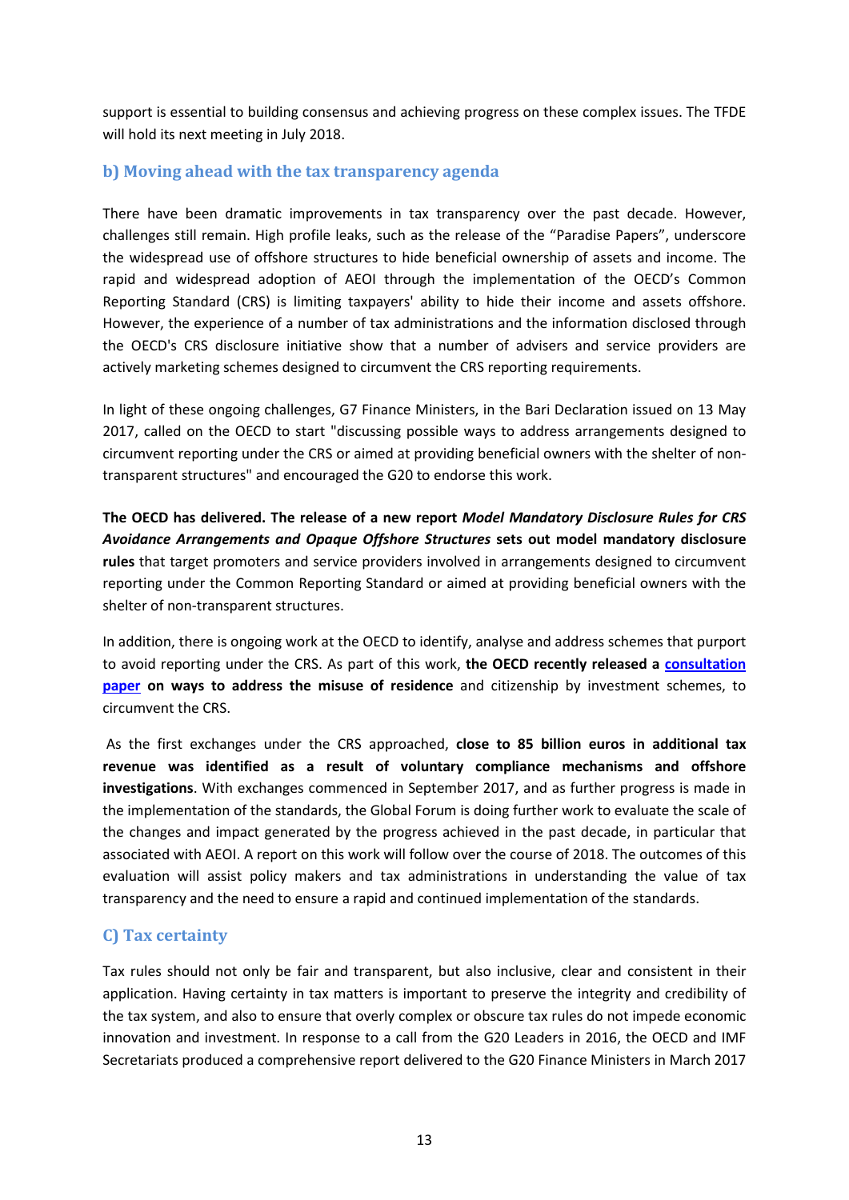support is essential to building consensus and achieving progress on these complex issues. The TFDE will hold its next meeting in July 2018.

### b) Moving ahead with the tax transparency agenda

There have been dramatic improvements in tax transparency over the past decade. However, challenges still remain. High profile leaks, such as the release of the "Paradise Papers", underscore the widespread use of offshore structures to hide beneficial ownership of assets and income. The rapid and widespread adoption of AEOI through the implementation of the OECD's Common Reporting Standard (CRS) is limiting taxpayers' ability to hide their income and assets offshore. However, the experience of a number of tax administrations and the information disclosed through the OECD's CRS disclosure initiative show that a number of advisers and service providers are actively marketing schemes designed to circumvent the CRS reporting requirements.

In light of these ongoing challenges, G7 Finance Ministers, in the Bari Declaration issued on 13 May 2017, called on the OECD to start "discussing possible ways to address arrangements designed to circumvent reporting under the CRS or aimed at providing beneficial owners with the shelter of non-transparent structures" and encouraged the G20 to endorse this work.

**The OECD has delivered. The release of a new report *Model Mandatory Disclosure Rules for CRS Avoidance Arrangements and Opaque Offshore Structures* sets out model mandatory disclosure rules** that target promoters and service providers involved in arrangements designed to circumvent reporting under the Common Reporting Standard or aimed at providing beneficial owners with the shelter of non-transparent structures.

In addition, there is ongoing work at the OECD to identify, analyse and address schemes that purport to avoid reporting under the CRS. As part of this work, **the OECD recently released a consultation paper on ways to address the misuse of residence** and citizenship by investment schemes, to circumvent the CRS.

As the first exchanges under the CRS approached, **close to 85 billion euros in additional tax revenue was identified as a result of voluntary compliance mechanisms and offshore investigations**. With exchanges commenced in September 2017, and as further progress is made in the implementation of the standards, the Global Forum is doing further work to evaluate the scale of the changes and impact generated by the progress achieved in the past decade, in particular that associated with AEOI. A report on this work will follow over the course of 2018. The outcomes of this evaluation will assist policy makers and tax administrations in understanding the value of tax transparency and the need to ensure a rapid and continued implementation of the standards.

### C) Tax certainty

Tax rules should not only be fair and transparent, but also inclusive, clear and consistent in their application. Having certainty in tax matters is important to preserve the integrity and credibility of the tax system, and also to ensure that overly complex or obscure tax rules do not impede economic innovation and investment. In response to a call from the G20 Leaders in 2016, the OECD and IMF Secretariats produced a comprehensive report delivered to the G20 Finance Ministers in March 2017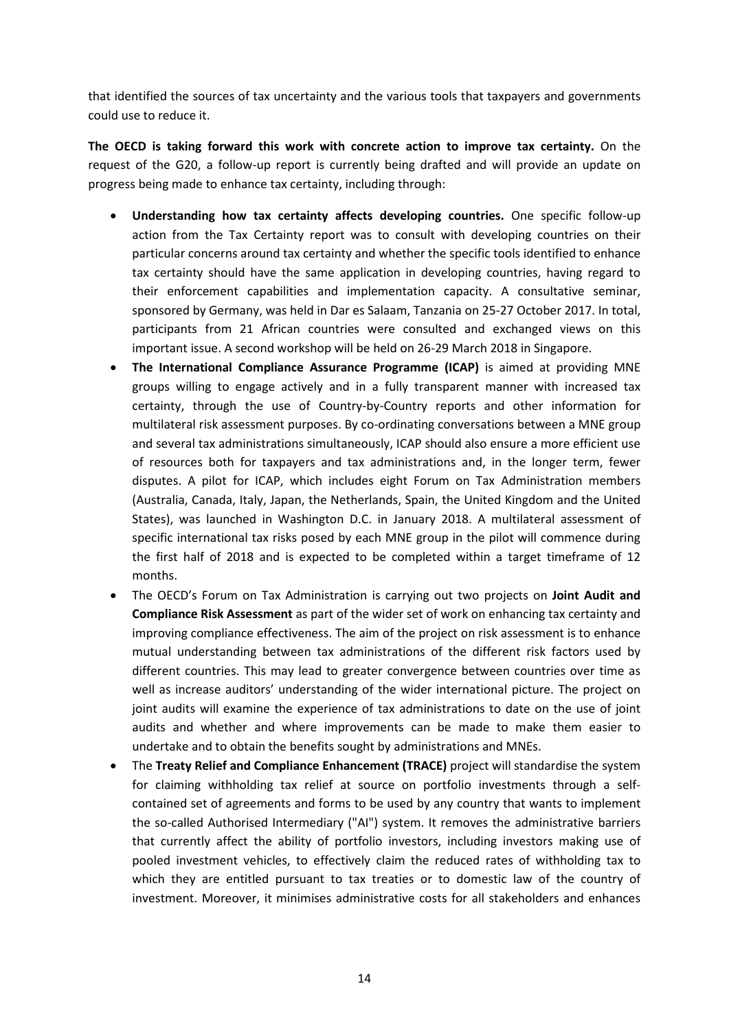that identified the sources of tax uncertainty and the various tools that taxpayers and governments could use to reduce it.

**The OECD is taking forward this work with concrete action to improve tax certainty.** On the request of the G20, a follow-up report is currently being drafted and will provide an update on progress being made to enhance tax certainty, including through:

- **Understanding how tax certainty affects developing countries.** One specific follow-up action from the Tax Certainty report was to consult with developing countries on their particular concerns around tax certainty and whether the specific tools identified to enhance tax certainty should have the same application in developing countries, having regard to their enforcement capabilities and implementation capacity. A consultative seminar, sponsored by Germany, was held in Dar es Salaam, Tanzania on 25-27 October 2017. In total, participants from 21 African countries were consulted and exchanged views on this important issue. A second workshop will be held on 26-29 March 2018 in Singapore.
- **The International Compliance Assurance Programme (ICAP)** is aimed at providing MNE groups willing to engage actively and in a fully transparent manner with increased tax certainty, through the use of Country-by-Country reports and other information for multilateral risk assessment purposes. By co-ordinating conversations between a MNE group and several tax administrations simultaneously, ICAP should also ensure a more efficient use of resources both for taxpayers and tax administrations and, in the longer term, fewer disputes. A pilot for ICAP, which includes eight Forum on Tax Administration members (Australia, Canada, Italy, Japan, the Netherlands, Spain, the United Kingdom and the United States), was launched in Washington D.C. in January 2018. A multilateral assessment of specific international tax risks posed by each MNE group in the pilot will commence during the first half of 2018 and is expected to be completed within a target timeframe of 12 months.
- The OECD's Forum on Tax Administration is carrying out two projects on **Joint Audit and Compliance Risk Assessment** as part of the wider set of work on enhancing tax certainty and improving compliance effectiveness. The aim of the project on risk assessment is to enhance mutual understanding between tax administrations of the different risk factors used by different countries. This may lead to greater convergence between countries over time as well as increase auditors' understanding of the wider international picture. The project on joint audits will examine the experience of tax administrations to date on the use of joint audits and whether and where improvements can be made to make them easier to undertake and to obtain the benefits sought by administrations and MNEs.
- The **Treaty Relief and Compliance Enhancement (TRACE)** project will standardise the system for claiming withholding tax relief at source on portfolio investments through a self-contained set of agreements and forms to be used by any country that wants to implement the so-called Authorised Intermediary ("AI") system. It removes the administrative barriers that currently affect the ability of portfolio investors, including investors making use of pooled investment vehicles, to effectively claim the reduced rates of withholding tax to which they are entitled pursuant to tax treaties or to domestic law of the country of investment. Moreover, it minimises administrative costs for all stakeholders and enhances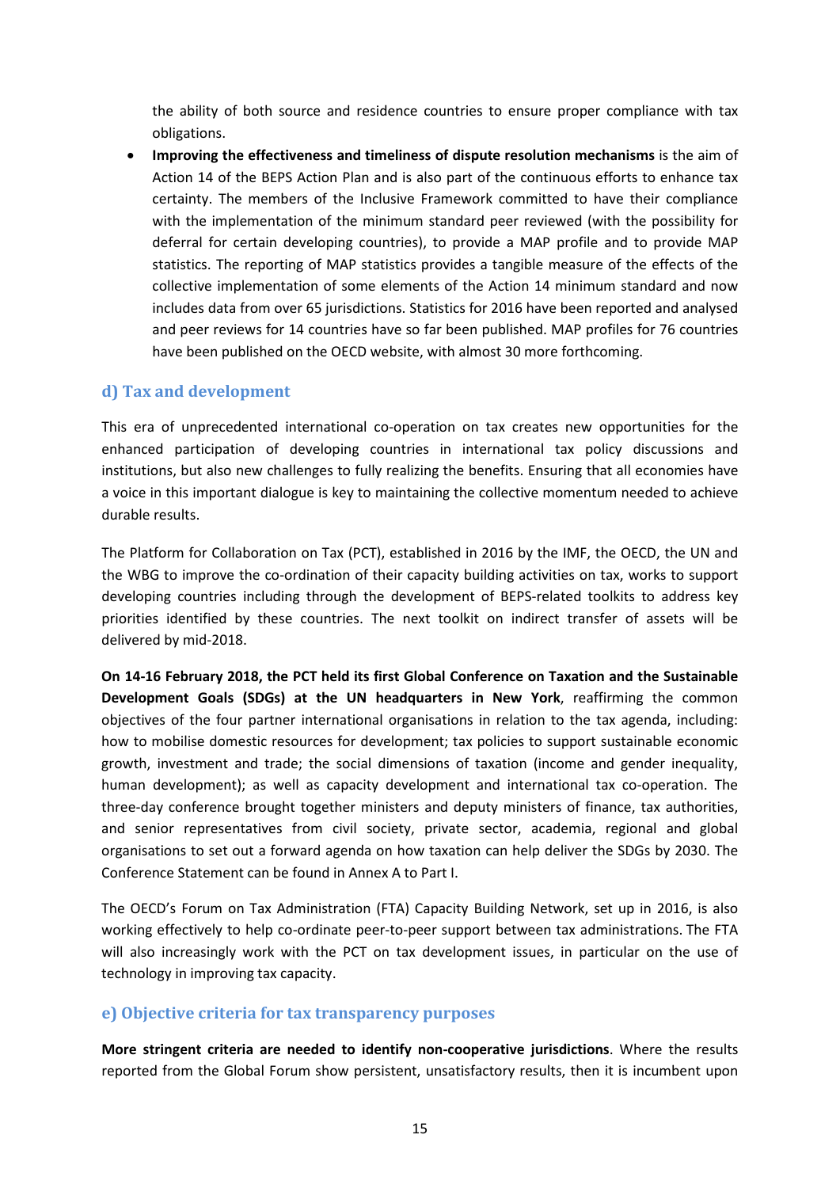the ability of both source and residence countries to ensure proper compliance with tax obligations.

- **Improving the effectiveness and timeliness of dispute resolution mechanisms** is the aim of Action 14 of the BEPS Action Plan and is also part of the continuous efforts to enhance tax certainty. The members of the Inclusive Framework committed to have their compliance with the implementation of the minimum standard peer reviewed (with the possibility for deferral for certain developing countries), to provide a MAP profile and to provide MAP statistics. The reporting of MAP statistics provides a tangible measure of the effects of the collective implementation of some elements of the Action 14 minimum standard and now includes data from over 65 jurisdictions. Statistics for 2016 have been reported and analysed and peer reviews for 14 countries have so far been published. MAP profiles for 76 countries have been published on the OECD website, with almost 30 more forthcoming.

### d) Tax and development

This era of unprecedented international co-operation on tax creates new opportunities for the enhanced participation of developing countries in international tax policy discussions and institutions, but also new challenges to fully realizing the benefits. Ensuring that all economies have a voice in this important dialogue is key to maintaining the collective momentum needed to achieve durable results.

The Platform for Collaboration on Tax (PCT), established in 2016 by the IMF, the OECD, the UN and the WBG to improve the co-ordination of their capacity building activities on tax, works to support developing countries including through the development of BEPS-related toolkits to address key priorities identified by these countries. The next toolkit on indirect transfer of assets will be delivered by mid-2018.

**On 14-16 February 2018, the PCT held its first Global Conference on Taxation and the Sustainable Development Goals (SDGs) at the UN headquarters in New York**, reaffirming the common objectives of the four partner international organisations in relation to the tax agenda, including: how to mobilise domestic resources for development; tax policies to support sustainable economic growth, investment and trade; the social dimensions of taxation (income and gender inequality, human development); as well as capacity development and international tax co-operation. The three-day conference brought together ministers and deputy ministers of finance, tax authorities, and senior representatives from civil society, private sector, academia, regional and global organisations to set out a forward agenda on how taxation can help deliver the SDGs by 2030. The Conference Statement can be found in Annex A to Part I.

The OECD's Forum on Tax Administration (FTA) Capacity Building Network, set up in 2016, is also working effectively to help co-ordinate peer-to-peer support between tax administrations. The FTA will also increasingly work with the PCT on tax development issues, in particular on the use of technology in improving tax capacity.

### e) Objective criteria for tax transparency purposes

**More stringent criteria are needed to identify non-cooperative jurisdictions**. Where the results reported from the Global Forum show persistent, unsatisfactory results, then it is incumbent upon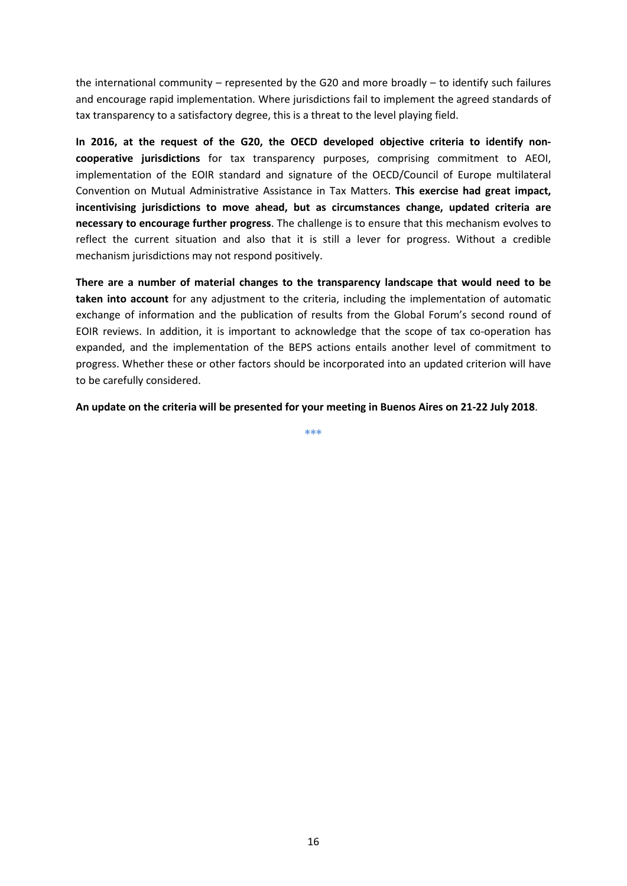the international community – represented by the G20 and more broadly – to identify such failures and encourage rapid implementation. Where jurisdictions fail to implement the agreed standards of tax transparency to a satisfactory degree, this is a threat to the level playing field.

**In 2016, at the request of the G20, the OECD developed objective criteria to identify non-cooperative jurisdictions** for tax transparency purposes, comprising commitment to AEOI, implementation of the EOIR standard and signature of the OECD/Council of Europe multilateral Convention on Mutual Administrative Assistance in Tax Matters. **This exercise had great impact, incentivising jurisdictions to move ahead, but as circumstances change, updated criteria are necessary to encourage further progress**. The challenge is to ensure that this mechanism evolves to reflect the current situation and also that it is still a lever for progress. Without a credible mechanism jurisdictions may not respond positively.

**There are a number of material changes to the transparency landscape that would need to be taken into account** for any adjustment to the criteria, including the implementation of automatic exchange of information and the publication of results from the Global Forum's second round of EOIR reviews. In addition, it is important to acknowledge that the scope of tax co-operation has expanded, and the implementation of the BEPS actions entails another level of commitment to progress. Whether these or other factors should be incorporated into an updated criterion will have to be carefully considered.

**An update on the criteria will be presented for your meeting in Buenos Aires on 21-22 July 2018**.

***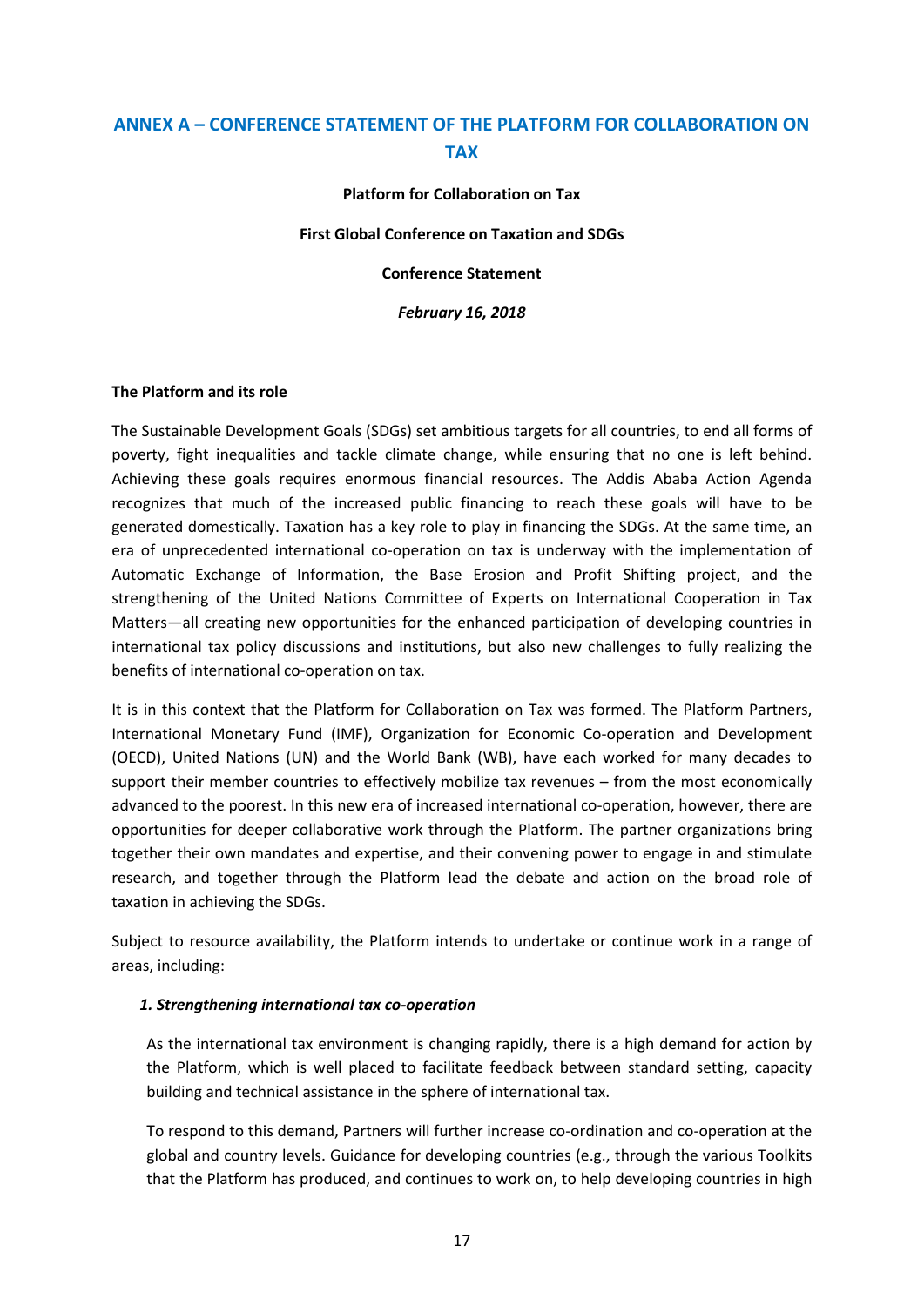## ANNEX A – CONFERENCE STATEMENT OF THE PLATFORM FOR COLLABORATION ON TAX

**Platform for Collaboration on Tax**

**First Global Conference on Taxation and SDGs**

**Conference Statement**

***February 16, 2018***

**The Platform and its role**

The Sustainable Development Goals (SDGs) set ambitious targets for all countries, to end all forms of poverty, fight inequalities and tackle climate change, while ensuring that no one is left behind. Achieving these goals requires enormous financial resources. The Addis Ababa Action Agenda recognizes that much of the increased public financing to reach these goals will have to be generated domestically. Taxation has a key role to play in financing the SDGs. At the same time, an era of unprecedented international co-operation on tax is underway with the implementation of Automatic Exchange of Information, the Base Erosion and Profit Shifting project, and the strengthening of the United Nations Committee of Experts on International Cooperation in Tax Matters—all creating new opportunities for the enhanced participation of developing countries in international tax policy discussions and institutions, but also new challenges to fully realizing the benefits of international co-operation on tax.

It is in this context that the Platform for Collaboration on Tax was formed. The Platform Partners, International Monetary Fund (IMF), Organization for Economic Co-operation and Development (OECD), United Nations (UN) and the World Bank (WB), have each worked for many decades to support their member countries to effectively mobilize tax revenues – from the most economically advanced to the poorest. In this new era of increased international co-operation, however, there are opportunities for deeper collaborative work through the Platform. The partner organizations bring together their own mandates and expertise, and their convening power to engage in and stimulate research, and together through the Platform lead the debate and action on the broad role of taxation in achieving the SDGs.

Subject to resource availability, the Platform intends to undertake or continue work in a range of areas, including:

***1. Strengthening international tax co-operation***

As the international tax environment is changing rapidly, there is a high demand for action by the Platform, which is well placed to facilitate feedback between standard setting, capacity building and technical assistance in the sphere of international tax.

To respond to this demand, Partners will further increase co-ordination and co-operation at the global and country levels. Guidance for developing countries (e.g., through the various Toolkits that the Platform has produced, and continues to work on, to help developing countries in high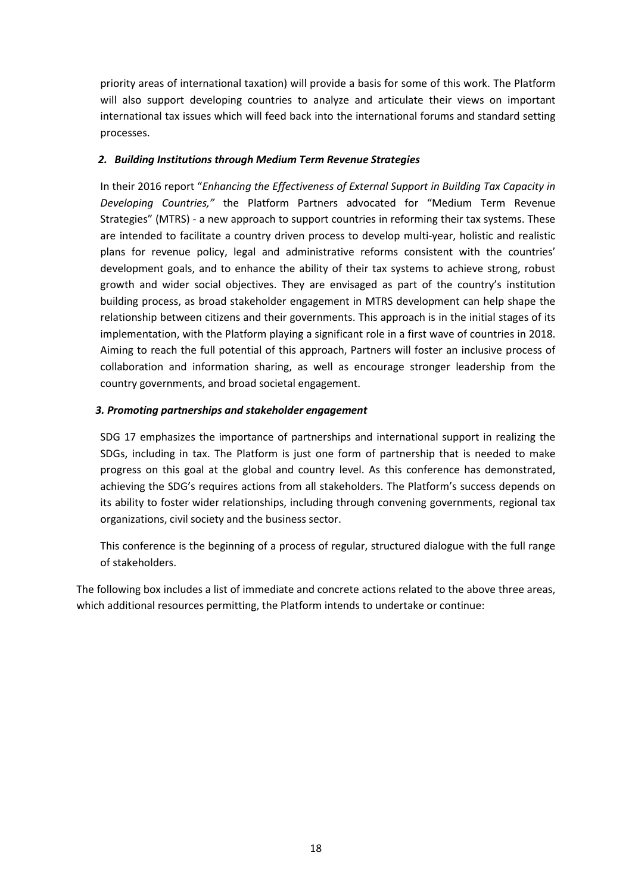priority areas of international taxation) will provide a basis for some of this work. The Platform will also support developing countries to analyze and articulate their views on important international tax issues which will feed back into the international forums and standard setting processes.

### *2. Building Institutions through Medium Term Revenue Strategies*

In their 2016 report "*Enhancing the Effectiveness of External Support in Building Tax Capacity in Developing Countries,"* the Platform Partners advocated for "Medium Term Revenue Strategies" (MTRS) - a new approach to support countries in reforming their tax systems. These are intended to facilitate a country driven process to develop multi-year, holistic and realistic plans for revenue policy, legal and administrative reforms consistent with the countries' development goals, and to enhance the ability of their tax systems to achieve strong, robust growth and wider social objectives. They are envisaged as part of the country's institution building process, as broad stakeholder engagement in MTRS development can help shape the relationship between citizens and their governments. This approach is in the initial stages of its implementation, with the Platform playing a significant role in a first wave of countries in 2018. Aiming to reach the full potential of this approach, Partners will foster an inclusive process of collaboration and information sharing, as well as encourage stronger leadership from the country governments, and broad societal engagement.

### *3. Promoting partnerships and stakeholder engagement*

SDG 17 emphasizes the importance of partnerships and international support in realizing the SDGs, including in tax. The Platform is just one form of partnership that is needed to make progress on this goal at the global and country level. As this conference has demonstrated, achieving the SDG's requires actions from all stakeholders. The Platform's success depends on its ability to foster wider relationships, including through convening governments, regional tax organizations, civil society and the business sector.

This conference is the beginning of a process of regular, structured dialogue with the full range of stakeholders.

The following box includes a list of immediate and concrete actions related to the above three areas, which additional resources permitting, the Platform intends to undertake or continue: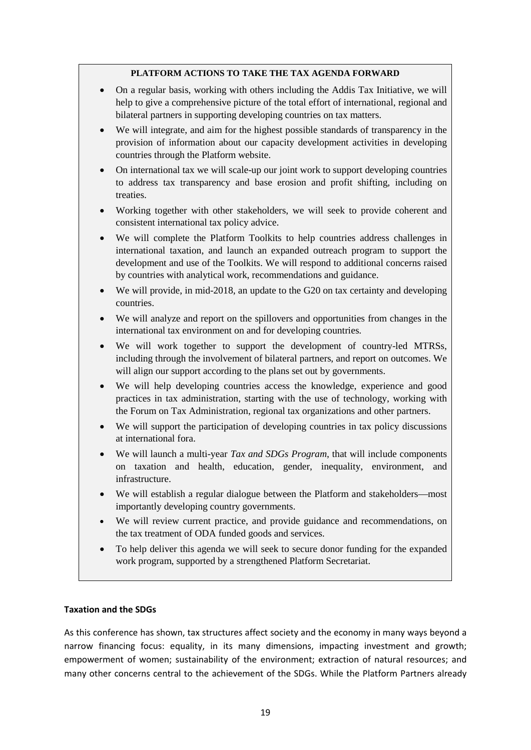**PLATFORM ACTIONS TO TAKE THE TAX AGENDA FORWARD**

- On a regular basis, working with others including the Addis Tax Initiative, we will help to give a comprehensive picture of the total effort of international, regional and bilateral partners in supporting developing countries on tax matters.
- We will integrate, and aim for the highest possible standards of transparency in the provision of information about our capacity development activities in developing countries through the Platform website.
- On international tax we will scale-up our joint work to support developing countries to address tax transparency and base erosion and profit shifting, including on treaties.
- Working together with other stakeholders, we will seek to provide coherent and consistent international tax policy advice.
- We will complete the Platform Toolkits to help countries address challenges in international taxation, and launch an expanded outreach program to support the development and use of the Toolkits. We will respond to additional concerns raised by countries with analytical work, recommendations and guidance.
- We will provide, in mid-2018, an update to the G20 on tax certainty and developing countries.
- We will analyze and report on the spillovers and opportunities from changes in the international tax environment on and for developing countries.
- We will work together to support the development of country-led MTRSs, including through the involvement of bilateral partners, and report on outcomes. We will align our support according to the plans set out by governments.
- We will help developing countries access the knowledge, experience and good practices in tax administration, starting with the use of technology, working with the Forum on Tax Administration, regional tax organizations and other partners.
- We will support the participation of developing countries in tax policy discussions at international fora.
- We will launch a multi-year *Tax and SDGs Program*, that will include components on taxation and health, education, gender, inequality, environment, and infrastructure.
- We will establish a regular dialogue between the Platform and stakeholders—most importantly developing country governments.
- We will review current practice, and provide guidance and recommendations, on the tax treatment of ODA funded goods and services.
- To help deliver this agenda we will seek to secure donor funding for the expanded work program, supported by a strengthened Platform Secretariat.

**Taxation and the SDGs**

As this conference has shown, tax structures affect society and the economy in many ways beyond a narrow financing focus: equality, in its many dimensions, impacting investment and growth; empowerment of women; sustainability of the environment; extraction of natural resources; and many other concerns central to the achievement of the SDGs. While the Platform Partners already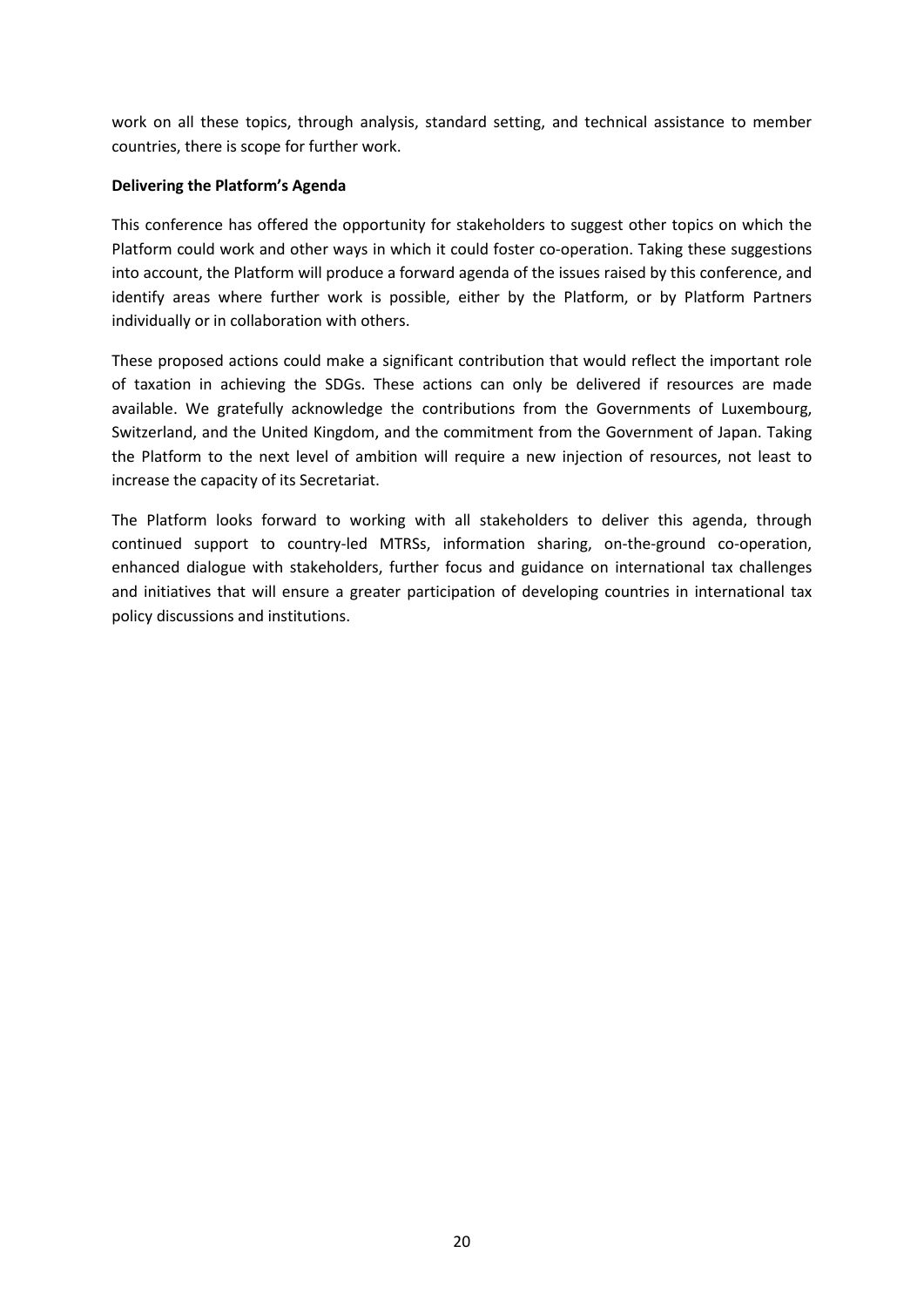work on all these topics, through analysis, standard setting, and technical assistance to member countries, there is scope for further work.

**Delivering the Platform's Agenda**

This conference has offered the opportunity for stakeholders to suggest other topics on which the Platform could work and other ways in which it could foster co-operation. Taking these suggestions into account, the Platform will produce a forward agenda of the issues raised by this conference, and identify areas where further work is possible, either by the Platform, or by Platform Partners individually or in collaboration with others.

These proposed actions could make a significant contribution that would reflect the important role of taxation in achieving the SDGs. These actions can only be delivered if resources are made available. We gratefully acknowledge the contributions from the Governments of Luxembourg, Switzerland, and the United Kingdom, and the commitment from the Government of Japan. Taking the Platform to the next level of ambition will require a new injection of resources, not least to increase the capacity of its Secretariat.

The Platform looks forward to working with all stakeholders to deliver this agenda, through continued support to country-led MTRSs, information sharing, on-the-ground co-operation, enhanced dialogue with stakeholders, further focus and guidance on international tax challenges and initiatives that will ensure a greater participation of developing countries in international tax policy discussions and institutions.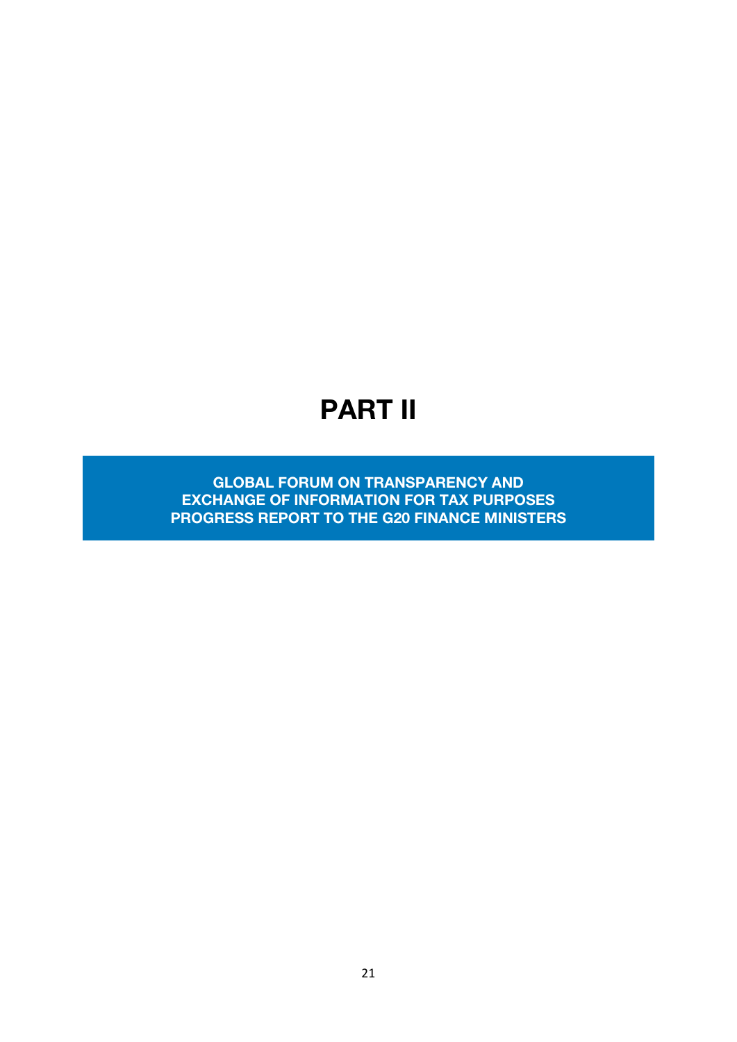# PART II

**GLOBAL FORUM ON TRANSPARENCY AND EXCHANGE OF INFORMATION FOR TAX PURPOSES PROGRESS REPORT TO THE G20 FINANCE MINISTERS**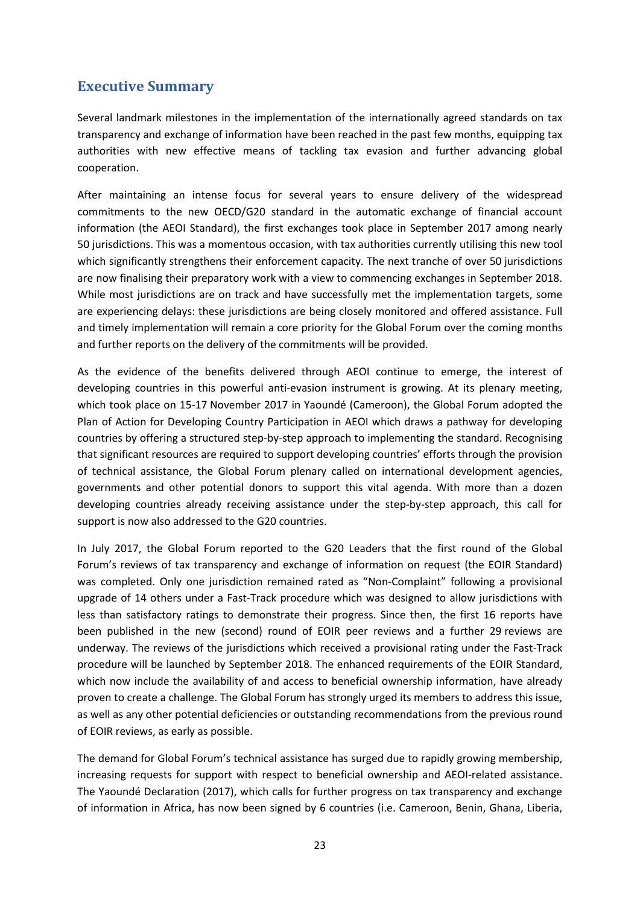## Executive Summary

Several landmark milestones in the implementation of the internationally agreed standards on tax transparency and exchange of information have been reached in the past few months, equipping tax authorities with new effective means of tackling tax evasion and further advancing global cooperation.

After maintaining an intense focus for several years to ensure delivery of the widespread commitments to the new OECD/G20 standard in the automatic exchange of financial account information (the AEOI Standard), the first exchanges took place in September 2017 among nearly 50 jurisdictions. This was a momentous occasion, with tax authorities currently utilising this new tool which significantly strengthens their enforcement capacity. The next tranche of over 50 jurisdictions are now finalising their preparatory work with a view to commencing exchanges in September 2018. While most jurisdictions are on track and have successfully met the implementation targets, some are experiencing delays: these jurisdictions are being closely monitored and offered assistance. Full and timely implementation will remain a core priority for the Global Forum over the coming months and further reports on the delivery of the commitments will be provided.

As the evidence of the benefits delivered through AEOI continue to emerge, the interest of developing countries in this powerful anti-evasion instrument is growing. At its plenary meeting, which took place on 15-17 November 2017 in Yaoundé (Cameroon), the Global Forum adopted the Plan of Action for Developing Country Participation in AEOI which draws a pathway for developing countries by offering a structured step-by-step approach to implementing the standard. Recognising that significant resources are required to support developing countries' efforts through the provision of technical assistance, the Global Forum plenary called on international development agencies, governments and other potential donors to support this vital agenda. With more than a dozen developing countries already receiving assistance under the step-by-step approach, this call for support is now also addressed to the G20 countries.

In July 2017, the Global Forum reported to the G20 Leaders that the first round of the Global Forum's reviews of tax transparency and exchange of information on request (the EOIR Standard) was completed. Only one jurisdiction remained rated as "Non-Complaint" following a provisional upgrade of 14 others under a Fast-Track procedure which was designed to allow jurisdictions with less than satisfactory ratings to demonstrate their progress. Since then, the first 16 reports have been published in the new (second) round of EOIR peer reviews and a further 29 reviews are underway. The reviews of the jurisdictions which received a provisional rating under the Fast-Track procedure will be launched by September 2018. The enhanced requirements of the EOIR Standard, which now include the availability of and access to beneficial ownership information, have already proven to create a challenge. The Global Forum has strongly urged its members to address this issue, as well as any other potential deficiencies or outstanding recommendations from the previous round of EOIR reviews, as early as possible.

The demand for Global Forum's technical assistance has surged due to rapidly growing membership, increasing requests for support with respect to beneficial ownership and AEOI-related assistance. The Yaoundé Declaration (2017), which calls for further progress on tax transparency and exchange of information in Africa, has now been signed by 6 countries (i.e. Cameroon, Benin, Ghana, Liberia,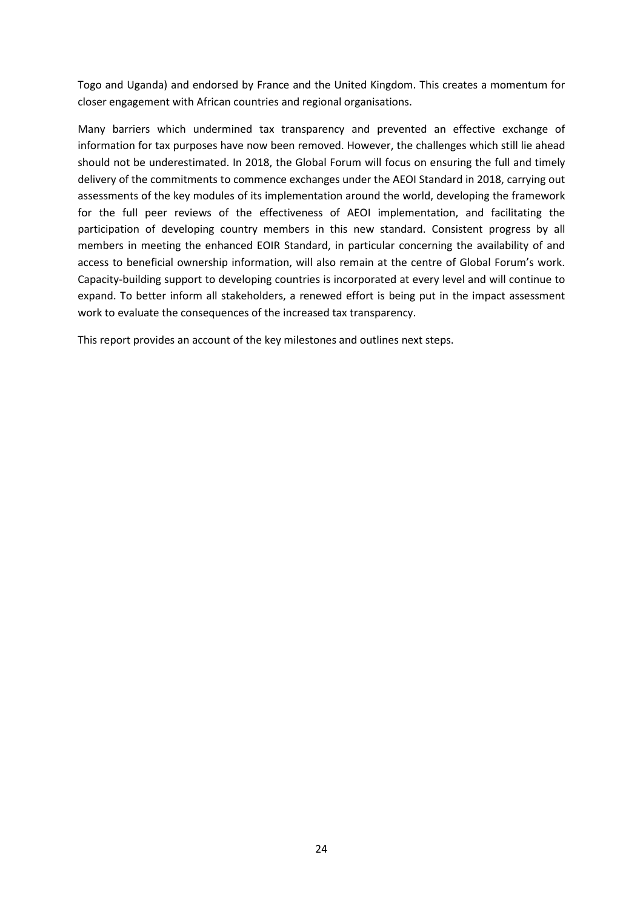Togo and Uganda) and endorsed by France and the United Kingdom. This creates a momentum for closer engagement with African countries and regional organisations.

Many barriers which undermined tax transparency and prevented an effective exchange of information for tax purposes have now been removed. However, the challenges which still lie ahead should not be underestimated. In 2018, the Global Forum will focus on ensuring the full and timely delivery of the commitments to commence exchanges under the AEOI Standard in 2018, carrying out assessments of the key modules of its implementation around the world, developing the framework for the full peer reviews of the effectiveness of AEOI implementation, and facilitating the participation of developing country members in this new standard. Consistent progress by all members in meeting the enhanced EOIR Standard, in particular concerning the availability of and access to beneficial ownership information, will also remain at the centre of Global Forum's work. Capacity-building support to developing countries is incorporated at every level and will continue to expand. To better inform all stakeholders, a renewed effort is being put in the impact assessment work to evaluate the consequences of the increased tax transparency.

This report provides an account of the key milestones and outlines next steps.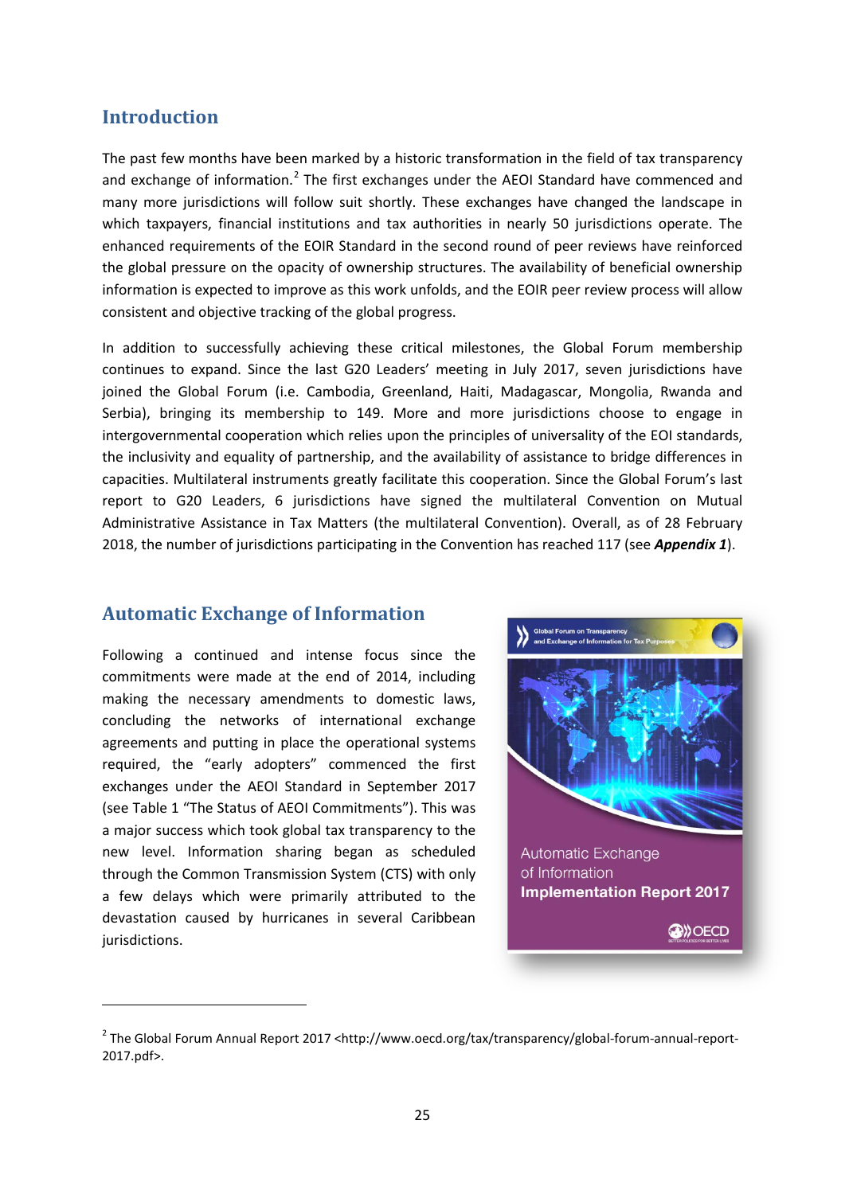## Introduction

The past few months have been marked by a historic transformation in the field of tax transparency and exchange of information.[2] The first exchanges under the AEOI Standard have commenced and many more jurisdictions will follow suit shortly. These exchanges have changed the landscape in which taxpayers, financial institutions and tax authorities in nearly 50 jurisdictions operate. The enhanced requirements of the EOIR Standard in the second round of peer reviews have reinforced the global pressure on the opacity of ownership structures. The availability of beneficial ownership information is expected to improve as this work unfolds, and the EOIR peer review process will allow consistent and objective tracking of the global progress.

In addition to successfully achieving these critical milestones, the Global Forum membership continues to expand. Since the last G20 Leaders' meeting in July 2017, seven jurisdictions have joined the Global Forum (i.e. Cambodia, Greenland, Haiti, Madagascar, Mongolia, Rwanda and Serbia), bringing its membership to 149. More and more jurisdictions choose to engage in intergovernmental cooperation which relies upon the principles of universality of the EOI standards, the inclusivity and equality of partnership, and the availability of assistance to bridge differences in capacities. Multilateral instruments greatly facilitate this cooperation. Since the Global Forum's last report to G20 Leaders, 6 jurisdictions have signed the multilateral Convention on Mutual Administrative Assistance in Tax Matters (the multilateral Convention). Overall, as of 28 February 2018, the number of jurisdictions participating in the Convention has reached 117 (see ***Appendix 1***).

## Automatic Exchange of Information

Following a continued and intense focus since the commitments were made at the end of 2014, including making the necessary amendments to domestic laws, concluding the networks of international exchange agreements and putting in place the operational systems required, the "early adopters" commenced the first exchanges under the AEOI Standard in September 2017 (see Table 1 "The Status of AEOI Commitments"). This was a major success which took global tax transparency to the new level. Information sharing began as scheduled through the Common Transmission System (CTS) with only a few delays which were primarily attributed to the devastation caused by hurricanes in several Caribbean jurisdictions.

Global Forum on Transparency and Exchange of Information for Tax Purposes

Automatic Exchange of Information **Implementation Report 2017**

OECD

[2] The Global Forum Annual Report 2017 <http://www.oecd.org/tax/transparency/global-forum-annual-report-2017.pdf>.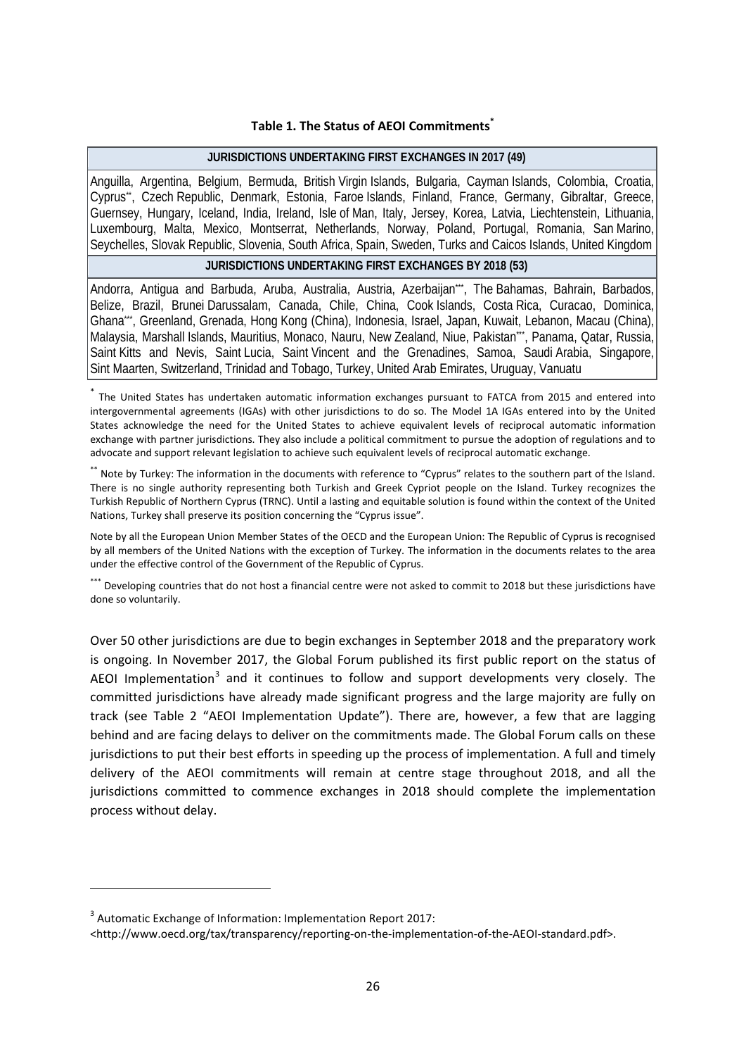**Table 1. The Status of AEOI Commitments[*]**

| JURISDICTIONS UNDERTAKING FIRST EXCHANGES IN 2017 (49) |
|---|
| Anguilla, Argentina, Belgium, Bermuda, British Virgin Islands, Bulgaria, Cayman Islands, Colombia, Croatia, Cyprus[**], Czech Republic, Denmark, Estonia, Faroe Islands, Finland, France, Germany, Gibraltar, Greece, Guernsey, Hungary, Iceland, India, Ireland, Isle of Man, Italy, Jersey, Korea, Latvia, Liechtenstein, Lithuania, Luxembourg, Malta, Mexico, Montserrat, Netherlands, Norway, Poland, Portugal, Romania, San Marino, Seychelles, Slovak Republic, Slovenia, South Africa, Spain, Sweden, Turks and Caicos Islands, United Kingdom |
| **JURISDICTIONS UNDERTAKING FIRST EXCHANGES BY 2018 (53)** |
| Andorra, Antigua and Barbuda, Aruba, Australia, Austria, Azerbaijan[***], The Bahamas, Bahrain, Barbados, Belize, Brazil, Brunei Darussalam, Canada, Chile, China, Cook Islands, Costa Rica, Curacao, Dominica, Ghana[***], Greenland, Grenada, Hong Kong (China), Indonesia, Israel, Japan, Kuwait, Lebanon, Macau (China), Malaysia, Marshall Islands, Mauritius, Monaco, Nauru, New Zealand, Niue, Pakistan[***], Panama, Qatar, Russia, Saint Kitts and Nevis, Saint Lucia, Saint Vincent and the Grenadines, Samoa, Saudi Arabia, Singapore, Sint Maarten, Switzerland, Trinidad and Tobago, Turkey, United Arab Emirates, Uruguay, Vanuatu |

[*] The United States has undertaken automatic information exchanges pursuant to FATCA from 2015 and entered into intergovernmental agreements (IGAs) with other jurisdictions to do so. The Model 1A IGAs entered into by the United States acknowledge the need for the United States to achieve equivalent levels of reciprocal automatic information exchange with partner jurisdictions. They also include a political commitment to pursue the adoption of regulations and to advocate and support relevant legislation to achieve such equivalent levels of reciprocal automatic exchange.

[**] Note by Turkey: The information in the documents with reference to "Cyprus" relates to the southern part of the Island. There is no single authority representing both Turkish and Greek Cypriot people on the Island. Turkey recognizes the Turkish Republic of Northern Cyprus (TRNC). Until a lasting and equitable solution is found within the context of the United Nations, Turkey shall preserve its position concerning the "Cyprus issue".

Note by all the European Union Member States of the OECD and the European Union: The Republic of Cyprus is recognised by all members of the United Nations with the exception of Turkey. The information in the documents relates to the area under the effective control of the Government of the Republic of Cyprus.

[***] Developing countries that do not host a financial centre were not asked to commit to 2018 but these jurisdictions have done so voluntarily.

Over 50 other jurisdictions are due to begin exchanges in September 2018 and the preparatory work is ongoing. In November 2017, the Global Forum published its first public report on the status of AEOI Implementation[3] and it continues to follow and support developments very closely. The committed jurisdictions have already made significant progress and the large majority are fully on track (see Table 2 "AEOI Implementation Update"). There are, however, a few that are lagging behind and are facing delays to deliver on the commitments made. The Global Forum calls on these jurisdictions to put their best efforts in speeding up the process of implementation. A full and timely delivery of the AEOI commitments will remain at centre stage throughout 2018, and all the jurisdictions committed to commence exchanges in 2018 should complete the implementation process without delay.

[3] Automatic Exchange of Information: Implementation Report 2017: <http://www.oecd.org/tax/transparency/reporting-on-the-implementation-of-the-AEOI-standard.pdf>.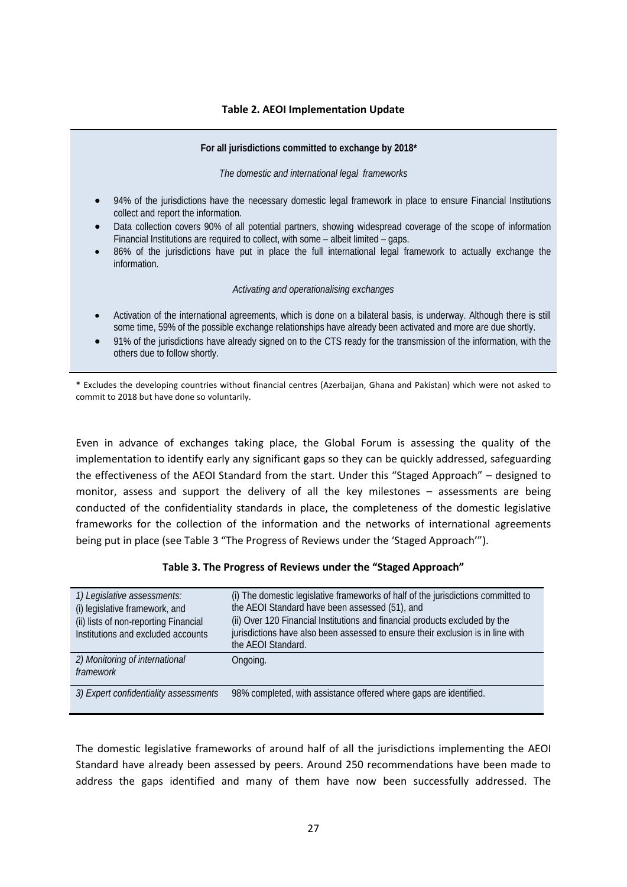**Table 2. AEOI Implementation Update**

**For all jurisdictions committed to exchange by 2018***

*The domestic and international legal frameworks*

- 94% of the jurisdictions have the necessary domestic legal framework in place to ensure Financial Institutions collect and report the information.
- Data collection covers 90% of all potential partners, showing widespread coverage of the scope of information Financial Institutions are required to collect, with some – albeit limited – gaps.
- 86% of the jurisdictions have put in place the full international legal framework to actually exchange the information.

*Activating and operationalising exchanges*

- Activation of the international agreements, which is done on a bilateral basis, is underway. Although there is still some time, 59% of the possible exchange relationships have already been activated and more are due shortly.
- 91% of the jurisdictions have already signed on to the CTS ready for the transmission of the information, with the others due to follow shortly.

* Excludes the developing countries without financial centres (Azerbaijan, Ghana and Pakistan) which were not asked to commit to 2018 but have done so voluntarily.

Even in advance of exchanges taking place, the Global Forum is assessing the quality of the implementation to identify early any significant gaps so they can be quickly addressed, safeguarding the effectiveness of the AEOI Standard from the start. Under this "Staged Approach" – designed to monitor, assess and support the delivery of all the key milestones – assessments are being conducted of the confidentiality standards in place, the completeness of the domestic legislative frameworks for the collection of the information and the networks of international agreements being put in place (see Table 3 "The Progress of Reviews under the 'Staged Approach'").

**Table 3. The Progress of Reviews under the "Staged Approach"**

| | |
|---|---|
| *1) Legislative assessments:*<br>(i) legislative framework, and<br>(ii) lists of non-reporting Financial Institutions and excluded accounts | (i) The domestic legislative frameworks of half of the jurisdictions committed to the AEOI Standard have been assessed (51), and<br>(ii) Over 120 Financial Institutions and financial products excluded by the jurisdictions have also been assessed to ensure their exclusion is in line with the AEOI Standard. |
| *2) Monitoring of international framework* | Ongoing. |
| *3) Expert confidentiality assessments* | 98% completed, with assistance offered where gaps are identified. |

The domestic legislative frameworks of around half of all the jurisdictions implementing the AEOI Standard have already been assessed by peers. Around 250 recommendations have been made to address the gaps identified and many of them have now been successfully addressed. The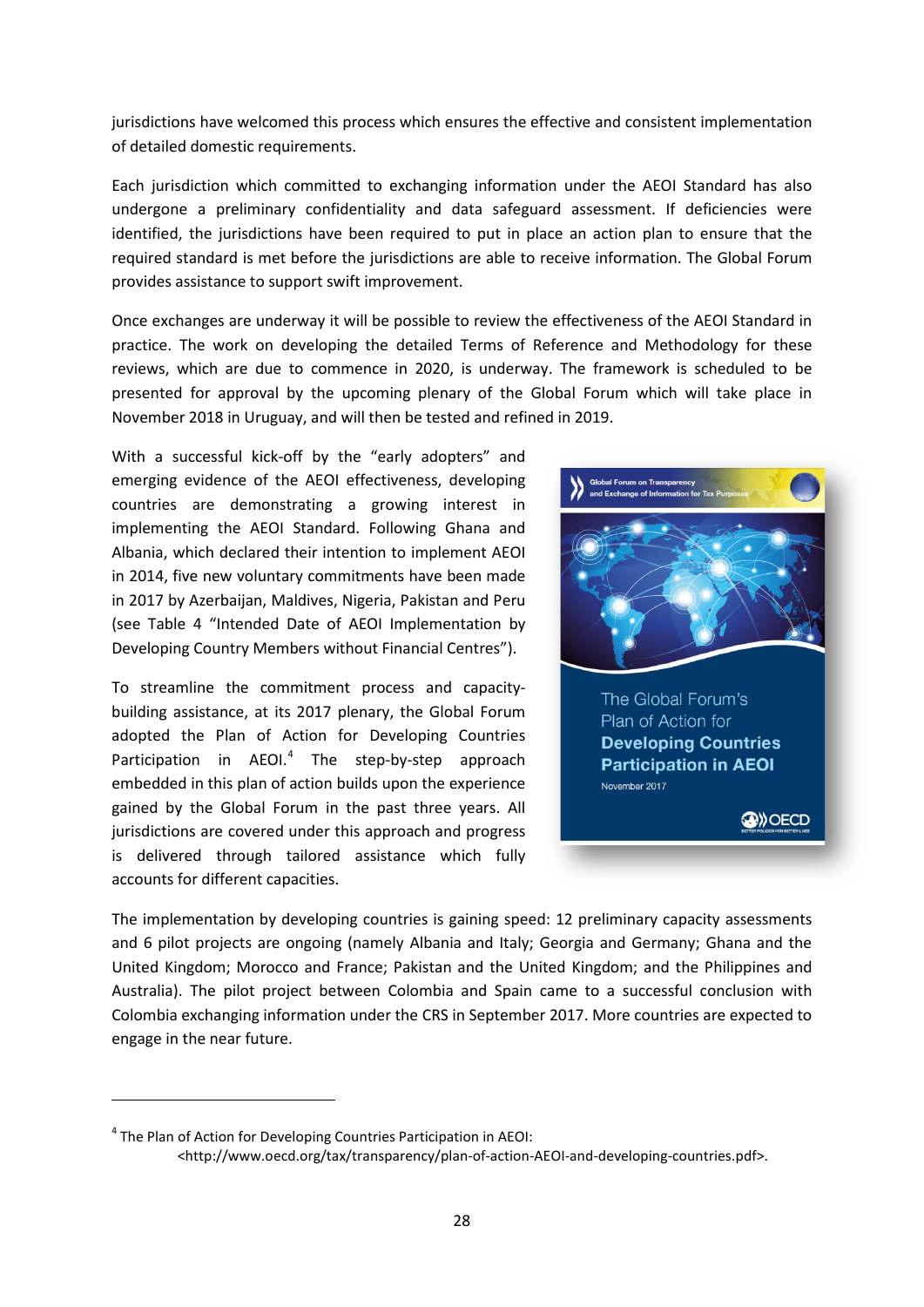jurisdictions have welcomed this process which ensures the effective and consistent implementation of detailed domestic requirements.

Each jurisdiction which committed to exchanging information under the AEOI Standard has also undergone a preliminary confidentiality and data safeguard assessment. If deficiencies were identified, the jurisdictions have been required to put in place an action plan to ensure that the required standard is met before the jurisdictions are able to receive information. The Global Forum provides assistance to support swift improvement.

Once exchanges are underway it will be possible to review the effectiveness of the AEOI Standard in practice. The work on developing the detailed Terms of Reference and Methodology for these reviews, which are due to commence in 2020, is underway. The framework is scheduled to be presented for approval by the upcoming plenary of the Global Forum which will take place in November 2018 in Uruguay, and will then be tested and refined in 2019.

With a successful kick-off by the "early adopters" and emerging evidence of the AEOI effectiveness, developing countries are demonstrating a growing interest in implementing the AEOI Standard. Following Ghana and Albania, which declared their intention to implement AEOI in 2014, five new voluntary commitments have been made in 2017 by Azerbaijan, Maldives, Nigeria, Pakistan and Peru (see Table 4 "Intended Date of AEOI Implementation by Developing Country Members without Financial Centres").

To streamline the commitment process and capacity-building assistance, at its 2017 plenary, the Global Forum adopted the Plan of Action for Developing Countries Participation in AEOI.[4] The step-by-step approach embedded in this plan of action builds upon the experience gained by the Global Forum in the past three years. All jurisdictions are covered under this approach and progress is delivered through tailored assistance which fully accounts for different capacities.

The implementation by developing countries is gaining speed: 12 preliminary capacity assessments and 6 pilot projects are ongoing (namely Albania and Italy; Georgia and Germany; Ghana and the United Kingdom; Morocco and France; Pakistan and the United Kingdom; and the Philippines and Australia). The pilot project between Colombia and Spain came to a successful conclusion with Colombia exchanging information under the CRS in September 2017. More countries are expected to engage in the near future.

---

[4] The Plan of Action for Developing Countries Participation in AEOI: <http://www.oecd.org/tax/transparency/plan-of-action-AEOI-and-developing-countries.pdf>.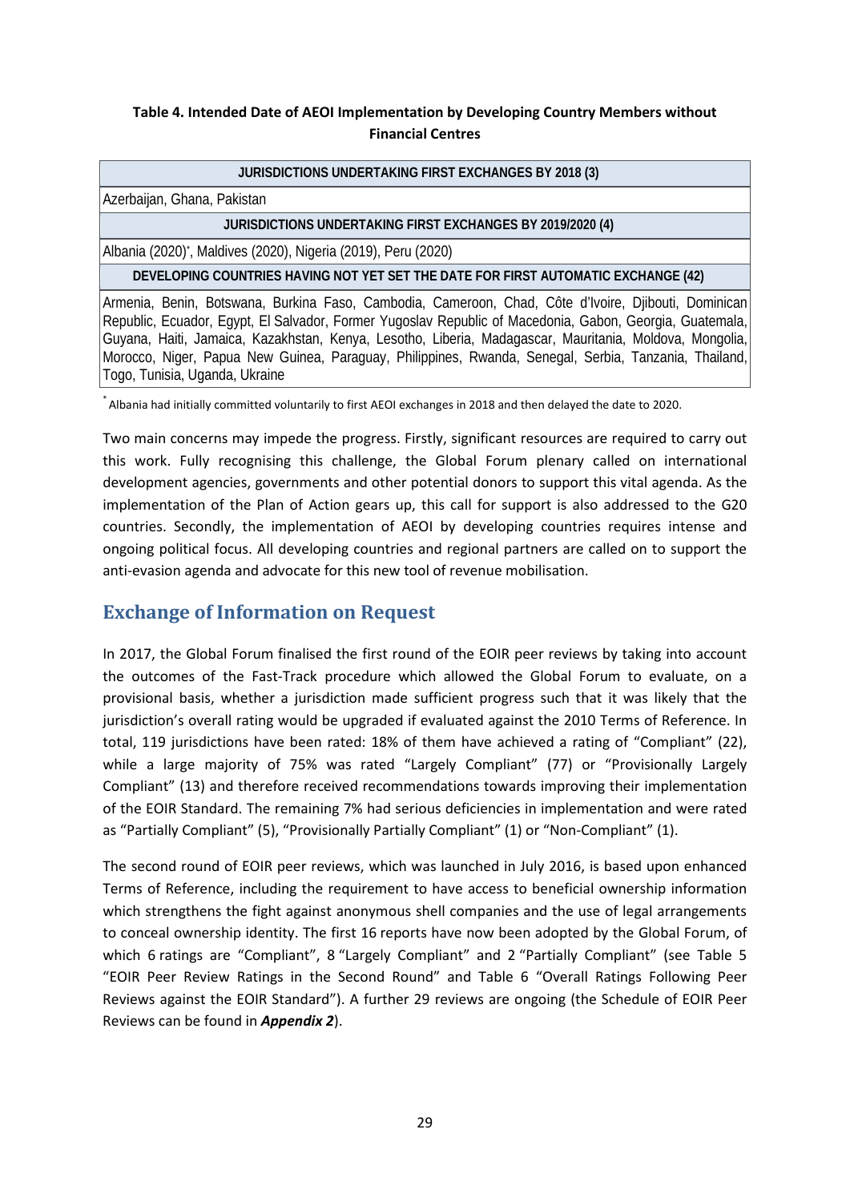**Table 4. Intended Date of AEOI Implementation by Developing Country Members without Financial Centres**

| JURISDICTIONS UNDERTAKING FIRST EXCHANGES BY 2018 (3) |
|---|
| Azerbaijan, Ghana, Pakistan |
| **JURISDICTIONS UNDERTAKING FIRST EXCHANGES BY 2019/2020 (4)** |
| Albania (2020)*, Maldives (2020), Nigeria (2019), Peru (2020) |
| **DEVELOPING COUNTRIES HAVING NOT YET SET THE DATE FOR FIRST AUTOMATIC EXCHANGE (42)** |
| Armenia, Benin, Botswana, Burkina Faso, Cambodia, Cameroon, Chad, Côte d'Ivoire, Djibouti, Dominican Republic, Ecuador, Egypt, El Salvador, Former Yugoslav Republic of Macedonia, Gabon, Georgia, Guatemala, Guyana, Haiti, Jamaica, Kazakhstan, Kenya, Lesotho, Liberia, Madagascar, Mauritania, Moldova, Mongolia, Morocco, Niger, Papua New Guinea, Paraguay, Philippines, Rwanda, Senegal, Serbia, Tanzania, Thailand, Togo, Tunisia, Uganda, Ukraine |

* Albania had initially committed voluntarily to first AEOI exchanges in 2018 and then delayed the date to 2020.

Two main concerns may impede the progress. Firstly, significant resources are required to carry out this work. Fully recognising this challenge, the Global Forum plenary called on international development agencies, governments and other potential donors to support this vital agenda. As the implementation of the Plan of Action gears up, this call for support is also addressed to the G20 countries. Secondly, the implementation of AEOI by developing countries requires intense and ongoing political focus. All developing countries and regional partners are called on to support the anti-evasion agenda and advocate for this new tool of revenue mobilisation.

## Exchange of Information on Request

In 2017, the Global Forum finalised the first round of the EOIR peer reviews by taking into account the outcomes of the Fast-Track procedure which allowed the Global Forum to evaluate, on a provisional basis, whether a jurisdiction made sufficient progress such that it was likely that the jurisdiction's overall rating would be upgraded if evaluated against the 2010 Terms of Reference. In total, 119 jurisdictions have been rated: 18% of them have achieved a rating of "Compliant" (22), while a large majority of 75% was rated "Largely Compliant" (77) or "Provisionally Largely Compliant" (13) and therefore received recommendations towards improving their implementation of the EOIR Standard. The remaining 7% had serious deficiencies in implementation and were rated as "Partially Compliant" (5), "Provisionally Partially Compliant" (1) or "Non-Compliant" (1).

The second round of EOIR peer reviews, which was launched in July 2016, is based upon enhanced Terms of Reference, including the requirement to have access to beneficial ownership information which strengthens the fight against anonymous shell companies and the use of legal arrangements to conceal ownership identity. The first 16 reports have now been adopted by the Global Forum, of which 6 ratings are "Compliant", 8 "Largely Compliant" and 2 "Partially Compliant" (see Table 5 "EOIR Peer Review Ratings in the Second Round" and Table 6 "Overall Ratings Following Peer Reviews against the EOIR Standard"). A further 29 reviews are ongoing (the Schedule of EOIR Peer Reviews can be found in ***Appendix 2***).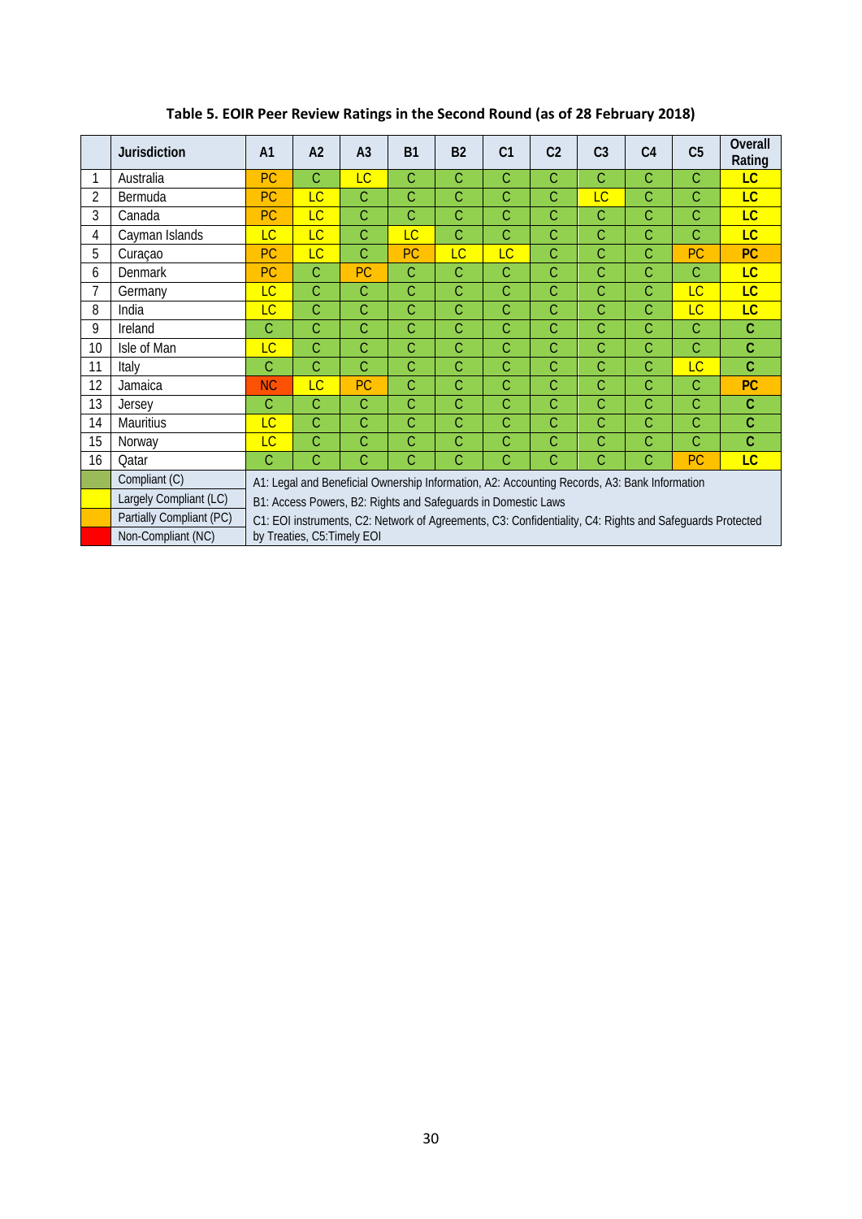**Table 5. EOIR Peer Review Ratings in the Second Round (as of 28 February 2018)**

| | Jurisdiction | A1 | A2 | A3 | B1 | B2 | C1 | C2 | C3 | C4 | C5 | Overall Rating |
|---|---|---|---|---|---|---|---|---|---|---|---|---|
| 1 | Australia | PC | C | LC | C | C | C | C | C | C | C | **LC** |
| 2 | Bermuda | PC | LC | C | C | C | C | C | LC | C | C | **LC** |
| 3 | Canada | PC | LC | C | C | C | C | C | C | C | C | **LC** |
| 4 | Cayman Islands | LC | LC | C | LC | C | C | C | C | C | C | **LC** |
| 5 | Curaçao | PC | LC | C | PC | LC | LC | C | C | C | PC | **PC** |
| 6 | Denmark | PC | C | PC | C | C | C | C | C | C | C | **LC** |
| 7 | Germany | LC | C | C | C | C | C | C | C | C | LC | **LC** |
| 8 | India | LC | C | C | C | C | C | C | C | C | LC | **LC** |
| 9 | Ireland | C | C | C | C | C | C | C | C | C | C | **C** |
| 10 | Isle of Man | LC | C | C | C | C | C | C | C | C | C | **C** |
| 11 | Italy | C | C | C | C | C | C | C | C | C | LC | **C** |
| 12 | Jamaica | NC | LC | PC | C | C | C | C | C | C | C | **PC** |
| 13 | Jersey | C | C | C | C | C | C | C | C | C | C | **C** |
| 14 | Mauritius | LC | C | C | C | C | C | C | C | C | C | **C** |
| 15 | Norway | LC | C | C | C | C | C | C | C | C | C | **C** |
| 16 | Qatar | C | C | C | C | C | C | C | C | C | PC | **LC** |

| Legend | Description |
|---|---|
| Compliant (C) | A1: Legal and Beneficial Ownership Information, A2: Accounting Records, A3: Bank Information |
| Largely Compliant (LC) | B1: Access Powers, B2: Rights and Safeguards in Domestic Laws |
| Partially Compliant (PC) | C1: EOI instruments, C2: Network of Agreements, C3: Confidentiality, C4: Rights and Safeguards Protected |
| Non-Compliant (NC) | by Treaties, C5:Timely EOI |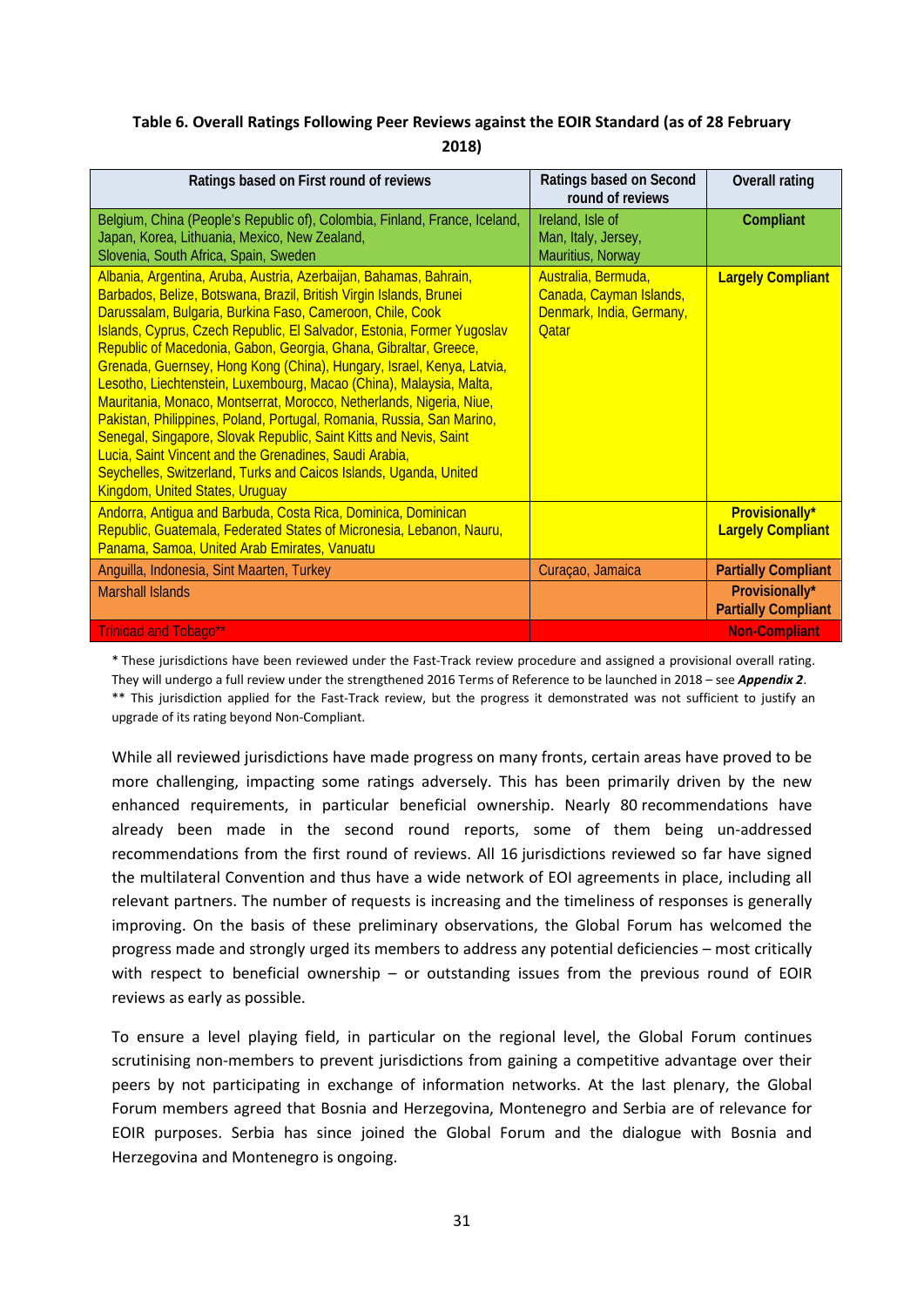**Table 6. Overall Ratings Following Peer Reviews against the EOIR Standard (as of 28 February 2018)**

| Ratings based on First round of reviews | Ratings based on Second round of reviews | Overall rating |
|---|---|---|
| Belgium, China (People's Republic of), Colombia, Finland, France, Iceland, Japan, Korea, Lithuania, Mexico, New Zealand, Slovenia, South Africa, Spain, Sweden | Ireland, Isle of Man, Italy, Jersey, Mauritius, Norway | **Compliant** |
| Albania, Argentina, Aruba, Austria, Azerbaijan, Bahamas, Bahrain, Barbados, Belize, Botswana, Brazil, British Virgin Islands, Brunei Darussalam, Bulgaria, Burkina Faso, Cameroon, Chile, Cook Islands, Cyprus, Czech Republic, El Salvador, Estonia, Former Yugoslav Republic of Macedonia, Gabon, Georgia, Ghana, Gibraltar, Greece, Grenada, Guernsey, Hong Kong (China), Hungary, Israel, Kenya, Latvia, Lesotho, Liechtenstein, Luxembourg, Macao (China), Malaysia, Malta, Mauritania, Monaco, Montserrat, Morocco, Netherlands, Nigeria, Niue, Pakistan, Philippines, Poland, Portugal, Romania, Russia, San Marino, Senegal, Singapore, Slovak Republic, Saint Kitts and Nevis, Saint Lucia, Saint Vincent and the Grenadines, Saudi Arabia, Seychelles, Switzerland, Turks and Caicos Islands, Uganda, United Kingdom, United States, Uruguay | Australia, Bermuda, Canada, Cayman Islands, Denmark, India, Germany, Qatar | **Largely Compliant** |
| Andorra, Antigua and Barbuda, Costa Rica, Dominica, Dominican Republic, Guatemala, Federated States of Micronesia, Lebanon, Nauru, Panama, Samoa, United Arab Emirates, Vanuatu | | **Provisionally* Largely Compliant** |
| Anguilla, Indonesia, Sint Maarten, Turkey | Curaçao, Jamaica | **Partially Compliant** |
| Marshall Islands | | **Provisionally* Partially Compliant** |
| Trinidad and Tobago** | | **Non-Compliant** |

\* These jurisdictions have been reviewed under the Fast-Track review procedure and assigned a provisional overall rating. They will undergo a full review under the strengthened 2016 Terms of Reference to be launched in 2018 – see ***Appendix 2***.

\*\* This jurisdiction applied for the Fast-Track review, but the progress it demonstrated was not sufficient to justify an upgrade of its rating beyond Non-Compliant.

While all reviewed jurisdictions have made progress on many fronts, certain areas have proved to be more challenging, impacting some ratings adversely. This has been primarily driven by the new enhanced requirements, in particular beneficial ownership. Nearly 80 recommendations have already been made in the second round reports, some of them being un-addressed recommendations from the first round of reviews. All 16 jurisdictions reviewed so far have signed the multilateral Convention and thus have a wide network of EOI agreements in place, including all relevant partners. The number of requests is increasing and the timeliness of responses is generally improving. On the basis of these preliminary observations, the Global Forum has welcomed the progress made and strongly urged its members to address any potential deficiencies – most critically with respect to beneficial ownership – or outstanding issues from the previous round of EOIR reviews as early as possible.

To ensure a level playing field, in particular on the regional level, the Global Forum continues scrutinising non-members to prevent jurisdictions from gaining a competitive advantage over their peers by not participating in exchange of information networks. At the last plenary, the Global Forum members agreed that Bosnia and Herzegovina, Montenegro and Serbia are of relevance for EOIR purposes. Serbia has since joined the Global Forum and the dialogue with Bosnia and Herzegovina and Montenegro is ongoing.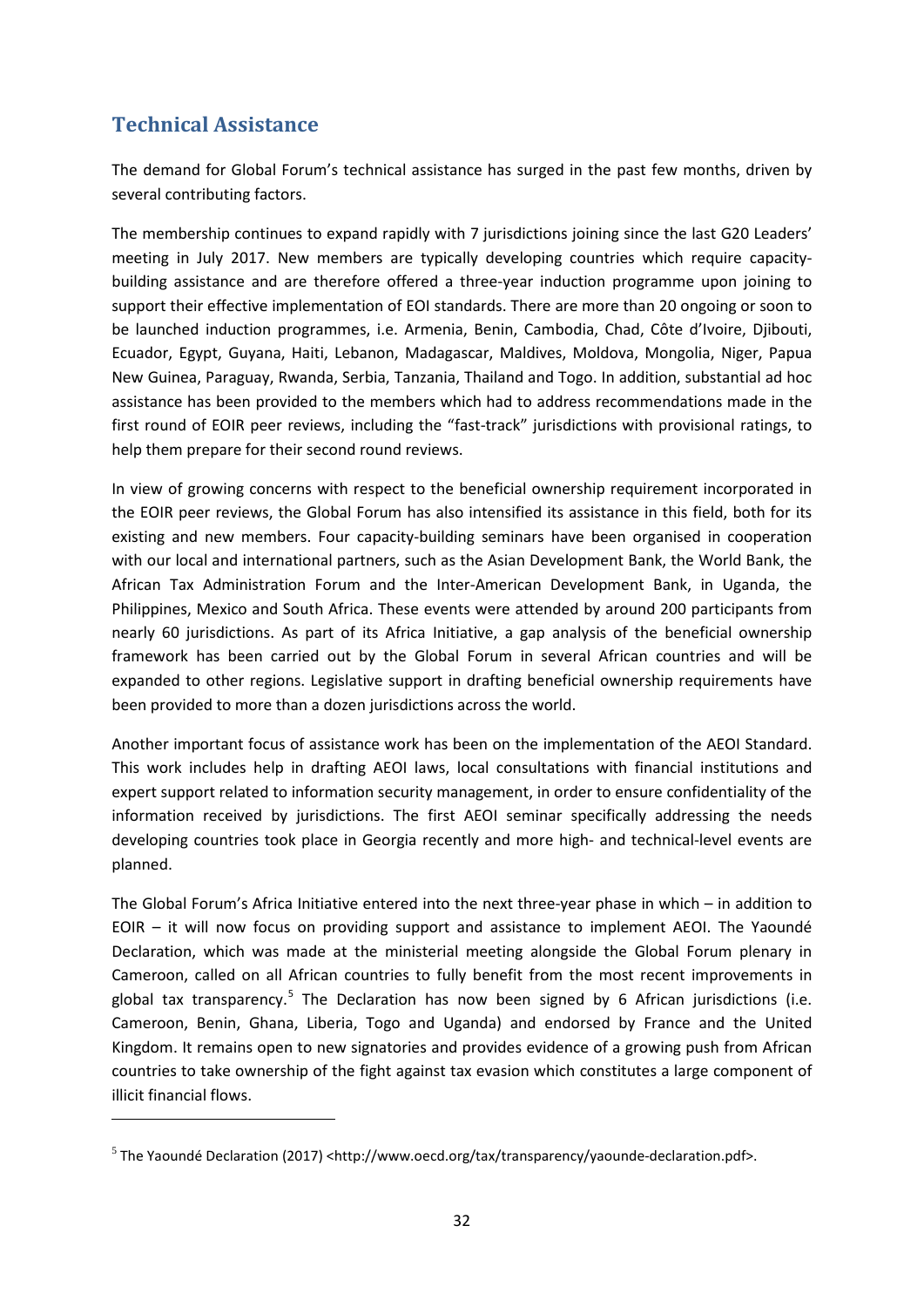## Technical Assistance

The demand for Global Forum's technical assistance has surged in the past few months, driven by several contributing factors.

The membership continues to expand rapidly with 7 jurisdictions joining since the last G20 Leaders' meeting in July 2017. New members are typically developing countries which require capacity-building assistance and are therefore offered a three-year induction programme upon joining to support their effective implementation of EOI standards. There are more than 20 ongoing or soon to be launched induction programmes, i.e. Armenia, Benin, Cambodia, Chad, Côte d'Ivoire, Djibouti, Ecuador, Egypt, Guyana, Haiti, Lebanon, Madagascar, Maldives, Moldova, Mongolia, Niger, Papua New Guinea, Paraguay, Rwanda, Serbia, Tanzania, Thailand and Togo. In addition, substantial ad hoc assistance has been provided to the members which had to address recommendations made in the first round of EOIR peer reviews, including the "fast-track" jurisdictions with provisional ratings, to help them prepare for their second round reviews.

In view of growing concerns with respect to the beneficial ownership requirement incorporated in the EOIR peer reviews, the Global Forum has also intensified its assistance in this field, both for its existing and new members. Four capacity-building seminars have been organised in cooperation with our local and international partners, such as the Asian Development Bank, the World Bank, the African Tax Administration Forum and the Inter-American Development Bank, in Uganda, the Philippines, Mexico and South Africa. These events were attended by around 200 participants from nearly 60 jurisdictions. As part of its Africa Initiative, a gap analysis of the beneficial ownership framework has been carried out by the Global Forum in several African countries and will be expanded to other regions. Legislative support in drafting beneficial ownership requirements have been provided to more than a dozen jurisdictions across the world.

Another important focus of assistance work has been on the implementation of the AEOI Standard. This work includes help in drafting AEOI laws, local consultations with financial institutions and expert support related to information security management, in order to ensure confidentiality of the information received by jurisdictions. The first AEOI seminar specifically addressing the needs developing countries took place in Georgia recently and more high- and technical-level events are planned.

The Global Forum's Africa Initiative entered into the next three-year phase in which – in addition to EOIR – it will now focus on providing support and assistance to implement AEOI. The Yaoundé Declaration, which was made at the ministerial meeting alongside the Global Forum plenary in Cameroon, called on all African countries to fully benefit from the most recent improvements in global tax transparency.[5] The Declaration has now been signed by 6 African jurisdictions (i.e. Cameroon, Benin, Ghana, Liberia, Togo and Uganda) and endorsed by France and the United Kingdom. It remains open to new signatories and provides evidence of a growing push from African countries to take ownership of the fight against tax evasion which constitutes a large component of illicit financial flows.

[5] The Yaoundé Declaration (2017) <http://www.oecd.org/tax/transparency/yaounde-declaration.pdf>.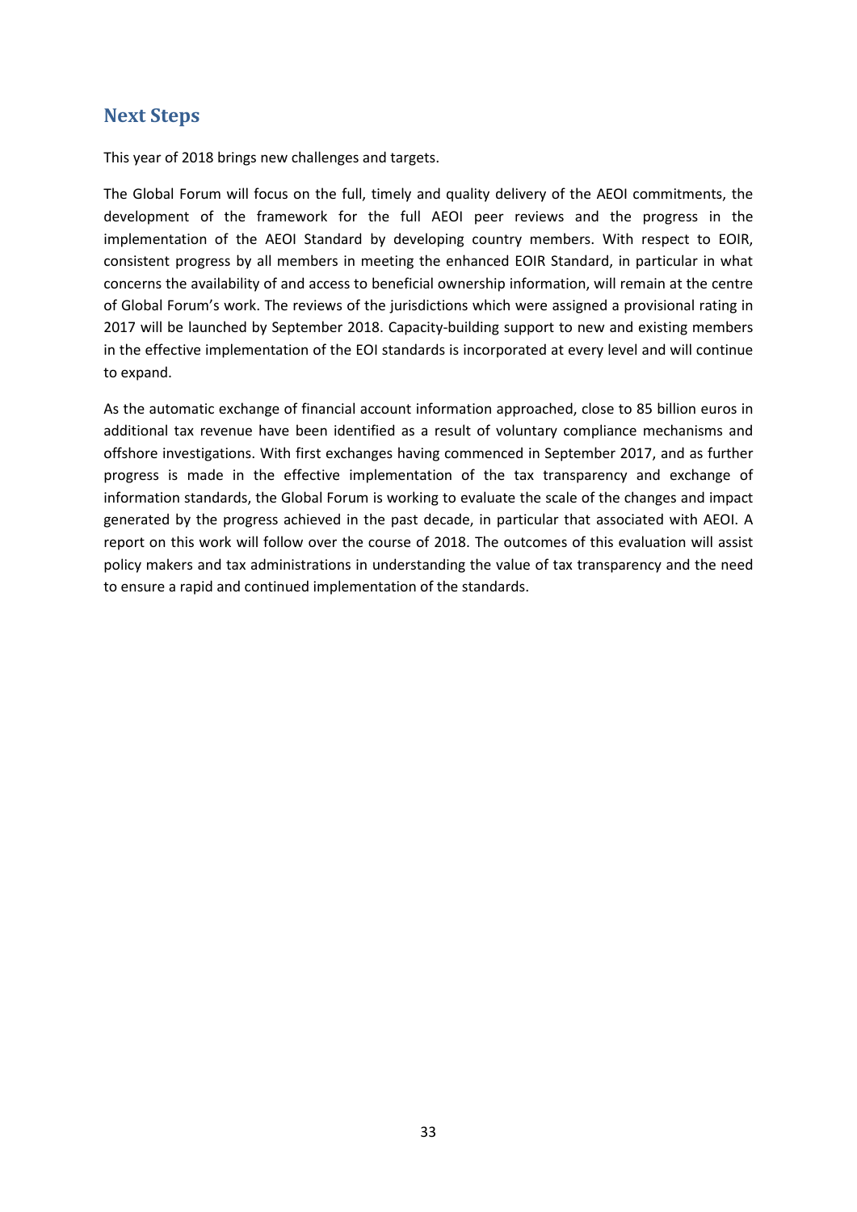## Next Steps

This year of 2018 brings new challenges and targets.

The Global Forum will focus on the full, timely and quality delivery of the AEOI commitments, the development of the framework for the full AEOI peer reviews and the progress in the implementation of the AEOI Standard by developing country members. With respect to EOIR, consistent progress by all members in meeting the enhanced EOIR Standard, in particular in what concerns the availability of and access to beneficial ownership information, will remain at the centre of Global Forum's work. The reviews of the jurisdictions which were assigned a provisional rating in 2017 will be launched by September 2018. Capacity-building support to new and existing members in the effective implementation of the EOI standards is incorporated at every level and will continue to expand.

As the automatic exchange of financial account information approached, close to 85 billion euros in additional tax revenue have been identified as a result of voluntary compliance mechanisms and offshore investigations. With first exchanges having commenced in September 2017, and as further progress is made in the effective implementation of the tax transparency and exchange of information standards, the Global Forum is working to evaluate the scale of the changes and impact generated by the progress achieved in the past decade, in particular that associated with AEOI. A report on this work will follow over the course of 2018. The outcomes of this evaluation will assist policy makers and tax administrations in understanding the value of tax transparency and the need to ensure a rapid and continued implementation of the standards.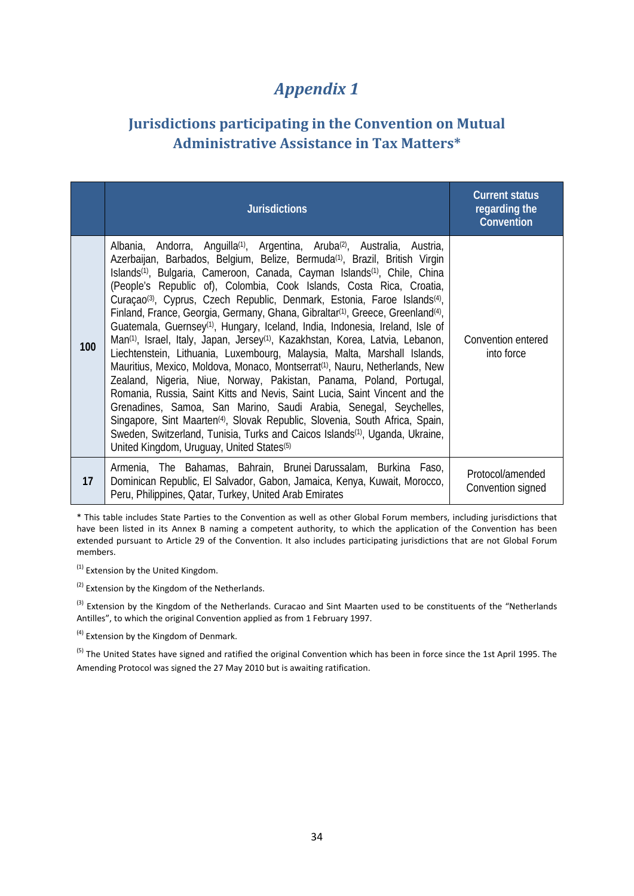# *Appendix 1*

## Jurisdictions participating in the Convention on Mutual Administrative Assistance in Tax Matters*

| | Jurisdictions | Current status regarding the Convention |
|---|---|---|
| **100** | Albania, Andorra, Anguilla[(1)], Argentina, Aruba[(2)], Australia, Austria, Azerbaijan, Barbados, Belgium, Belize, Bermuda[(1)], Brazil, British Virgin Islands[(1)], Bulgaria, Cameroon, Canada, Cayman Islands[(1)], Chile, China (People's Republic of), Colombia, Cook Islands, Costa Rica, Croatia, Curaçao[(3)], Cyprus, Czech Republic, Denmark, Estonia, Faroe Islands[(4)], Finland, France, Georgia, Germany, Ghana, Gibraltar[(1)], Greece, Greenland[(4)], Guatemala, Guernsey[(1)], Hungary, Iceland, India, Indonesia, Ireland, Isle of Man[(1)], Israel, Italy, Japan, Jersey[(1)], Kazakhstan, Korea, Latvia, Lebanon, Liechtenstein, Lithuania, Luxembourg, Malaysia, Malta, Marshall Islands, Mauritius, Mexico, Moldova, Monaco, Montserrat[(1)], Nauru, Netherlands, New Zealand, Nigeria, Niue, Norway, Pakistan, Panama, Poland, Portugal, Romania, Russia, Saint Kitts and Nevis, Saint Lucia, Saint Vincent and the Grenadines, Samoa, San Marino, Saudi Arabia, Senegal, Seychelles, Singapore, Sint Maarten[(4)], Slovak Republic, Slovenia, South Africa, Spain, Sweden, Switzerland, Tunisia, Turks and Caicos Islands[(1)], Uganda, Ukraine, United Kingdom, Uruguay, United States[(5)] | Convention entered into force |
| **17** | Armenia, The Bahamas, Bahrain, Brunei Darussalam, Burkina Faso, Dominican Republic, El Salvador, Gabon, Jamaica, Kenya, Kuwait, Morocco, Peru, Philippines, Qatar, Turkey, United Arab Emirates | Protocol/amended Convention signed |

* This table includes State Parties to the Convention as well as other Global Forum members, including jurisdictions that have been listed in its Annex B naming a competent authority, to which the application of the Convention has been extended pursuant to Article 29 of the Convention. It also includes participating jurisdictions that are not Global Forum members.

[(1)] Extension by the United Kingdom.

[(2)] Extension by the Kingdom of the Netherlands.

[(3)] Extension by the Kingdom of the Netherlands. Curacao and Sint Maarten used to be constituents of the "Netherlands Antilles", to which the original Convention applied as from 1 February 1997.

[(4)] Extension by the Kingdom of Denmark.

[(5)] The United States have signed and ratified the original Convention which has been in force since the 1st April 1995. The Amending Protocol was signed the 27 May 2010 but is awaiting ratification.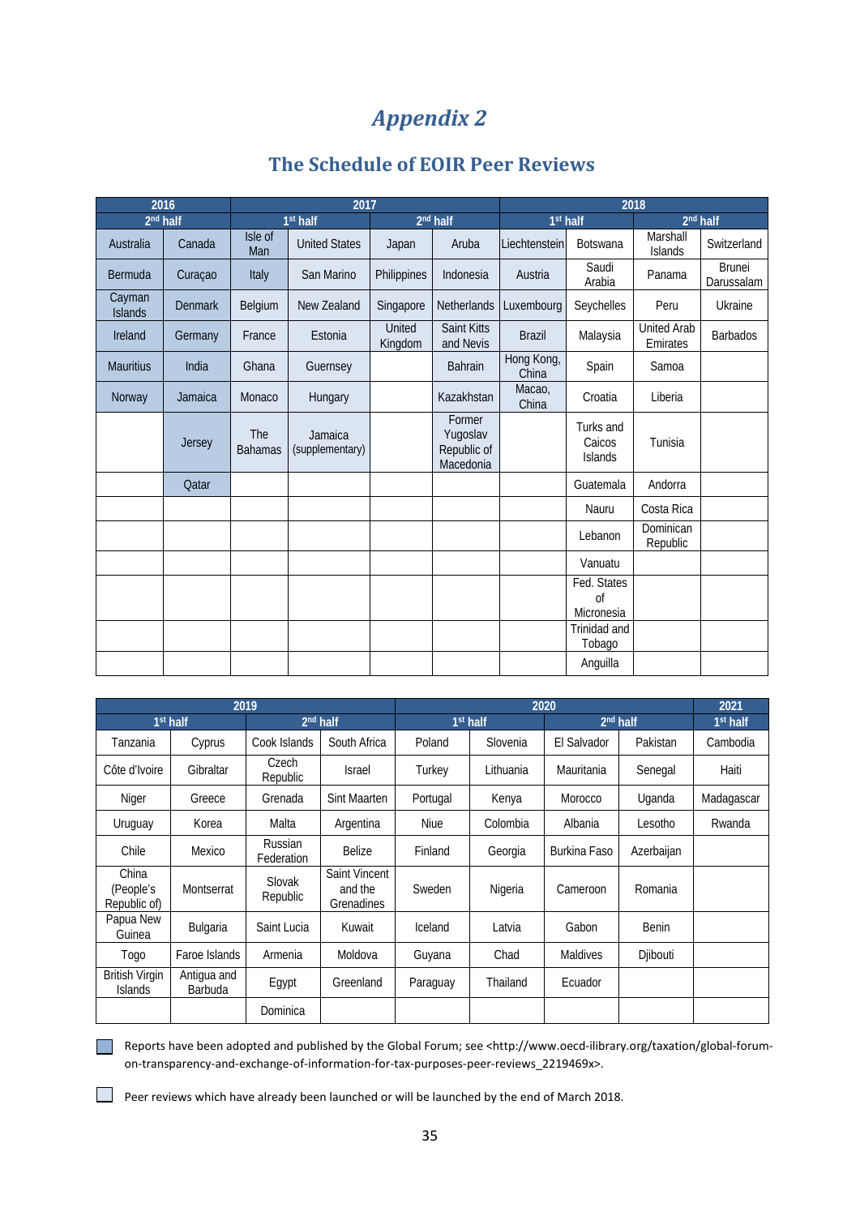# *Appendix 2*

## The Schedule of EOIR Peer Reviews

| 2016 | | 2017 | | | | 2018 | | | |
|---|---|---|---|---|---|---|---|---|---|
| 2nd half | | 1st half | | 2nd half | | 1st half | | 2nd half | |
| Australia | Canada | Isle of Man | United States | Japan | Aruba | Liechtenstein | Botswana | Marshall Islands | Switzerland |
| Bermuda | Curaçao | Italy | San Marino | Philippines | Indonesia | Austria | Saudi Arabia | Panama | Brunei Darussalam |
| Cayman Islands | Denmark | Belgium | New Zealand | Singapore | Netherlands | Luxembourg | Seychelles | Peru | Ukraine |
| Ireland | Germany | France | Estonia | United Kingdom | Saint Kitts and Nevis | Brazil | Malaysia | United Arab Emirates | Barbados |
| Mauritius | India | Ghana | Guernsey | | Bahrain | Hong Kong, China | Spain | Samoa | |
| Norway | Jamaica | Monaco | Hungary | | Kazakhstan | Macao, China | Croatia | Liberia | |
| | Jersey | The Bahamas | Jamaica (supplementary) | | Former Yugoslav Republic of Macedonia | | Turks and Caicos Islands | Tunisia | |
| | Qatar | | | | | | Guatemala | Andorra | |
| | | | | | | | Nauru | Costa Rica | |
| | | | | | | | Lebanon | Dominican Republic | |
| | | | | | | | Vanuatu | | |
| | | | | | | | Fed. States of Micronesia | | |
| | | | | | | | Trinidad and Tobago | | |
| | | | | | | | Anguilla | | |

| 2019 | | | | 2020 | | | | 2021 |
|---|---|---|---|---|---|---|---|---|
| 1st half | | 2nd half | | 1st half | | 2nd half | | 1st half |
| Tanzania | Cyprus | Cook Islands | South Africa | Poland | Slovenia | El Salvador | Pakistan | Cambodia |
| Côte d'Ivoire | Gibraltar | Czech Republic | Israel | Turkey | Lithuania | Mauritania | Senegal | Haiti |
| Niger | Greece | Grenada | Sint Maarten | Portugal | Kenya | Morocco | Uganda | Madagascar |
| Uruguay | Korea | Malta | Argentina | Niue | Colombia | Albania | Lesotho | Rwanda |
| Chile | Mexico | Russian Federation | Belize | Finland | Georgia | Burkina Faso | Azerbaijan | |
| China (People's Republic of) | Montserrat | Slovak Republic | Saint Vincent and the Grenadines | Sweden | Nigeria | Cameroon | Romania | |
| Papua New Guinea | Bulgaria | Saint Lucia | Kuwait | Iceland | Latvia | Gabon | Benin | |
| Togo | Faroe Islands | Armenia | Moldova | Guyana | Chad | Maldives | Djibouti | |
| British Virgin Islands | Antigua and Barbuda | Egypt | Greenland | Paraguay | Thailand | Ecuador | | |
| | | Dominica | | | | | | |

Reports have been adopted and published by the Global Forum; see <http://www.oecd-ilibrary.org/taxation/global-forum-on-transparency-and-exchange-of-information-for-tax-purposes-peer-reviews_2219469x>.

Peer reviews which have already been launched or will be launched by the end of March 2018.